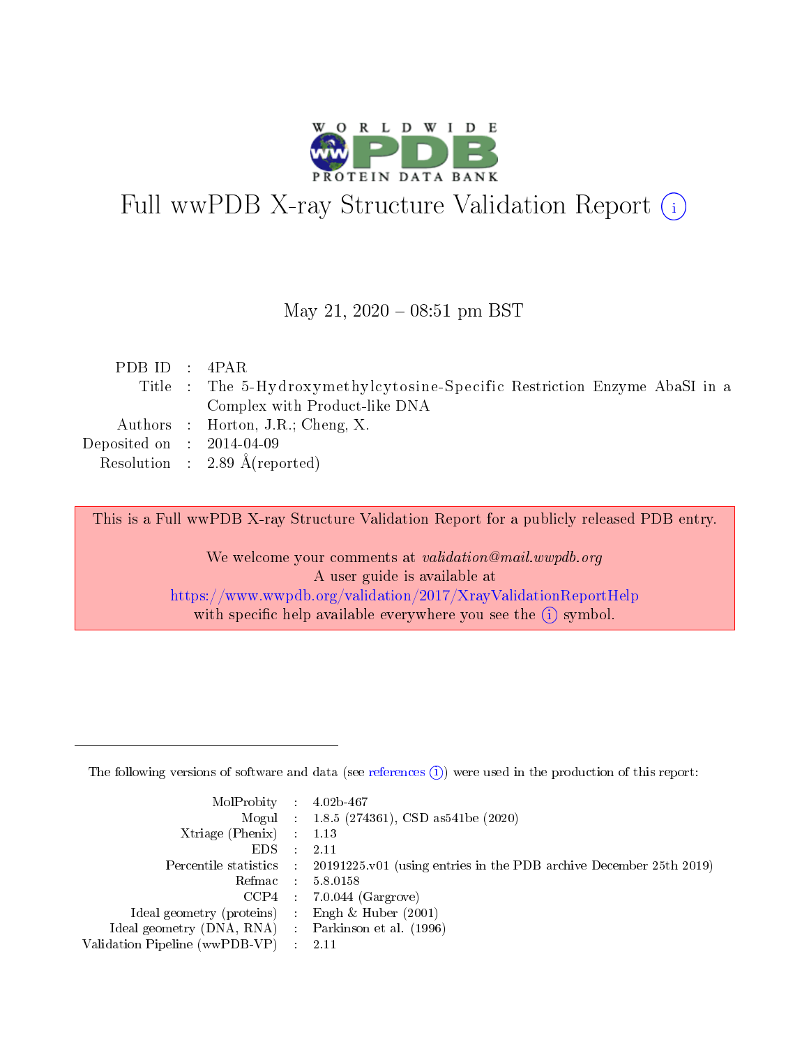# Full wwPDB X-ray Structure Validation Report (i)

May 21, 2020 – 08:51 pm BST

| | | |
|---|---|---|
| PDB ID | : | 4PAR |
| Title | : | The 5-Hydroxymethylcytosine-Specific Restriction Enzyme AbaSI in a Complex with Product-like DNA |
| Authors | : | Horton, J.R.; Cheng, X. |
| Deposited on | : | 2014-04-09 |
| Resolution | : | 2.89 Å(reported) |

This is a Full wwPDB X-ray Structure Validation Report for a publicly released PDB entry.

We welcome your comments at *validation@mail.wwpdb.org*
A user guide is available at
https://www.wwpdb.org/validation/2017/XrayValidationReportHelp
with specific help available everywhere you see the (i) symbol.

---

The following versions of software and data (see references (i)) were used in the production of this report:

| | | |
|---|---|---|
| MolProbity | : | 4.02b-467 |
| Mogul | : | 1.8.5 (274361), CSD as541be (2020) |
| Xtriage (Phenix) | : | 1.13 |
| EDS | : | 2.11 |
| Percentile statistics | : | 20191225.v01 (using entries in the PDB archive December 25th 2019) |
| Refmac | : | 5.8.0158 |
| CCP4 | : | 7.0.044 (Gargrove) |
| Ideal geometry (proteins) | : | Engh & Huber (2001) |
| Ideal geometry (DNA, RNA) | : | Parkinson et al. (1996) |
| Validation Pipeline (wwPDB-VP) | : | 2.11 |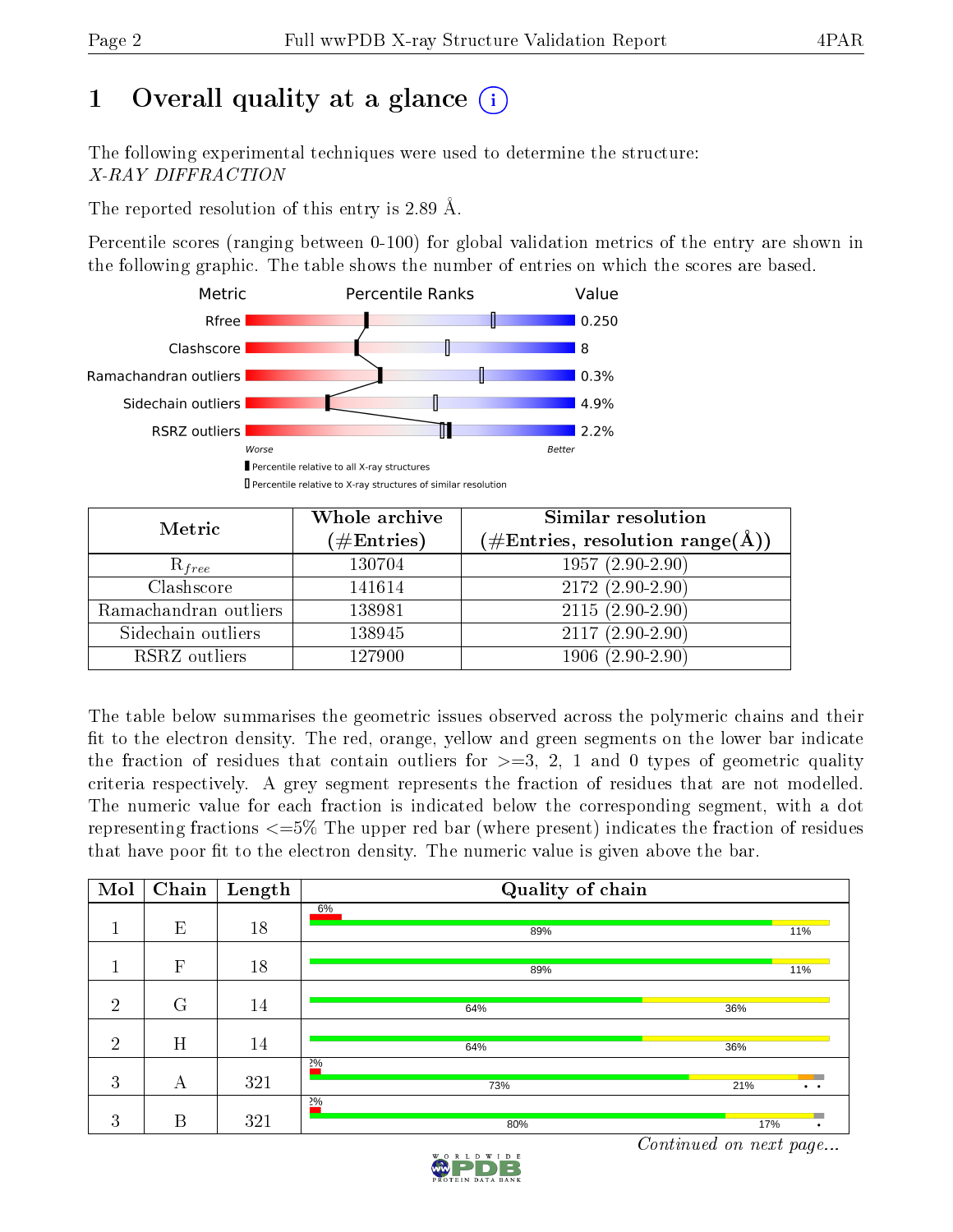# 1 Overall quality at a glance (i)

The following experimental techniques were used to determine the structure:
*X-RAY DIFFRACTION*

The reported resolution of this entry is 2.89 Å.

Percentile scores (ranging between 0-100) for global validation metrics of the entry are shown in the following graphic. The table shows the number of entries on which the scores are based.

| Metric | Value |
|---|---|
| Rfree | 0.250 |
| Clashscore | 8 |
| Ramachandran outliers | 0.3% |
| Sidechain outliers | 4.9% |
| RSRZ outliers | 2.2% |

Worse — Better

▮ Percentile relative to all X-ray structures
▯ Percentile relative to X-ray structures of similar resolution

| Metric | Whole archive (#Entries) | Similar resolution (#Entries, resolution range(Å)) |
|---|---|---|
| $R_{free}$ | 130704 | 1957 (2.90-2.90) |
| Clashscore | 141614 | 2172 (2.90-2.90) |
| Ramachandran outliers | 138981 | 2115 (2.90-2.90) |
| Sidechain outliers | 138945 | 2117 (2.90-2.90) |
| RSRZ outliers | 127900 | 1906 (2.90-2.90) |

The table below summarises the geometric issues observed across the polymeric chains and their fit to the electron density. The red, orange, yellow and green segments on the lower bar indicate the fraction of residues that contain outliers for >=3, 2, 1 and 0 types of geometric quality criteria respectively. A grey segment represents the fraction of residues that are not modelled. The numeric value for each fraction is indicated below the corresponding segment, with a dot representing fractions <=5% The upper red bar (where present) indicates the fraction of residues that have poor fit to the electron density. The numeric value is given above the bar.

| Mol | Chain | Length | Quality of chain |
|---|---|---|---|
| 1 | E | 18 | 6% ; 89% , 11% |
| 1 | F | 18 | 89% , 11% |
| 2 | G | 14 | 64% , 36% |
| 2 | H | 14 | 64% , 36% |
| 3 | A | 321 | 2% ; 73% , 21% , • , • |
| 3 | B | 321 | 2% ; 80% , 17% , • |

*Continued on next page...*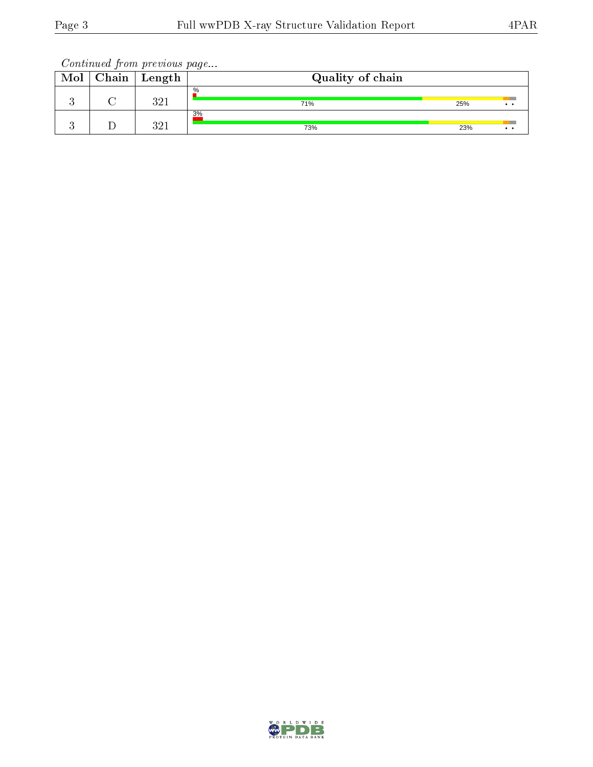*Continued from previous page...*

| Mol | Chain | Length | Quality of chain |
|---|---|---|---|
| 3 | C | 321 | % 71% 25% • • |
| 3 | D | 321 | 3% 73% 23% • • |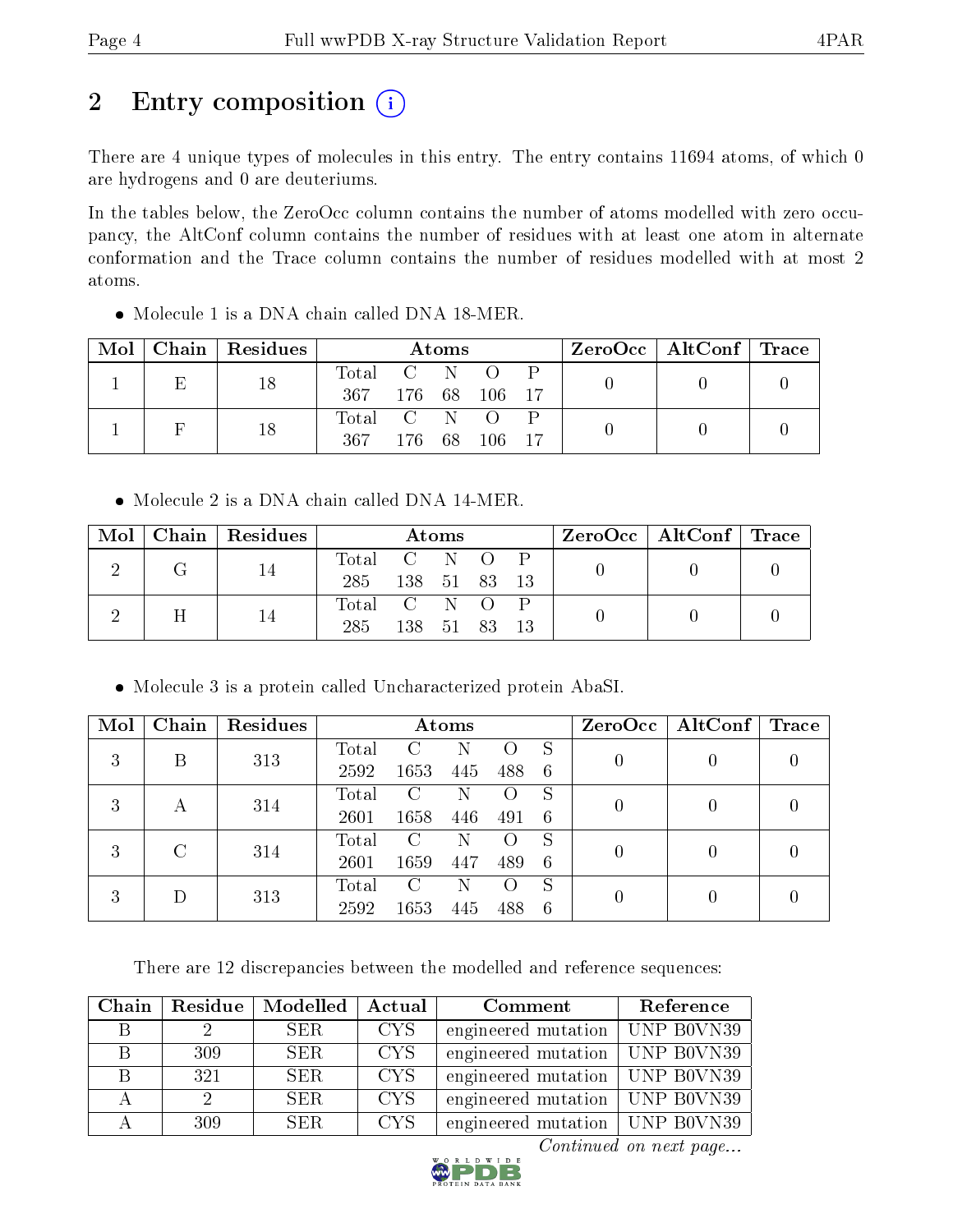# 2 Entry composition (i)

There are 4 unique types of molecules in this entry. The entry contains 11694 atoms, of which 0 are hydrogens and 0 are deuteriums.

In the tables below, the ZeroOcc column contains the number of atoms modelled with zero occupancy, the AltConf column contains the number of residues with at least one atom in alternate conformation and the Trace column contains the number of residues modelled with at most 2 atoms.

- Molecule 1 is a DNA chain called DNA 18-MER.

| Mol | Chain | Residues | Atoms | | | | | ZeroOcc | AltConf | Trace |
|---|---|---|---|---|---|---|---|---|---|---|
| 1 | E | 18 | Total<br>367 | C<br>176 | N<br>68 | O<br>106 | P<br>17 | 0 | 0 | 0 |
| 1 | F | 18 | Total<br>367 | C<br>176 | N<br>68 | O<br>106 | P<br>17 | 0 | 0 | 0 |

- Molecule 2 is a DNA chain called DNA 14-MER.

| Mol | Chain | Residues | Atoms | | | | | ZeroOcc | AltConf | Trace |
|---|---|---|---|---|---|---|---|---|---|---|
| 2 | G | 14 | Total<br>285 | C<br>138 | N<br>51 | O<br>83 | P<br>13 | 0 | 0 | 0 |
| 2 | H | 14 | Total<br>285 | C<br>138 | N<br>51 | O<br>83 | P<br>13 | 0 | 0 | 0 |

- Molecule 3 is a protein called Uncharacterized protein AbaSI.

| Mol | Chain | Residues | Atoms | | | | | ZeroOcc | AltConf | Trace |
|---|---|---|---|---|---|---|---|---|---|---|
| 3 | B | 313 | Total<br>2592 | C<br>1653 | N<br>445 | O<br>488 | S<br>6 | 0 | 0 | 0 |
| 3 | A | 314 | Total<br>2601 | C<br>1658 | N<br>446 | O<br>491 | S<br>6 | 0 | 0 | 0 |
| 3 | C | 314 | Total<br>2601 | C<br>1659 | N<br>447 | O<br>489 | S<br>6 | 0 | 0 | 0 |
| 3 | D | 313 | Total<br>2592 | C<br>1653 | N<br>445 | O<br>488 | S<br>6 | 0 | 0 | 0 |

There are 12 discrepancies between the modelled and reference sequences:

| Chain | Residue | Modelled | Actual | Comment | Reference |
|---|---|---|---|---|---|
| B | 2 | SER | CYS | engineered mutation | UNP B0VN39 |
| B | 309 | SER | CYS | engineered mutation | UNP B0VN39 |
| B | 321 | SER | CYS | engineered mutation | UNP B0VN39 |
| A | 2 | SER | CYS | engineered mutation | UNP B0VN39 |
| A | 309 | SER | CYS | engineered mutation | UNP B0VN39 |

*Continued on next page...*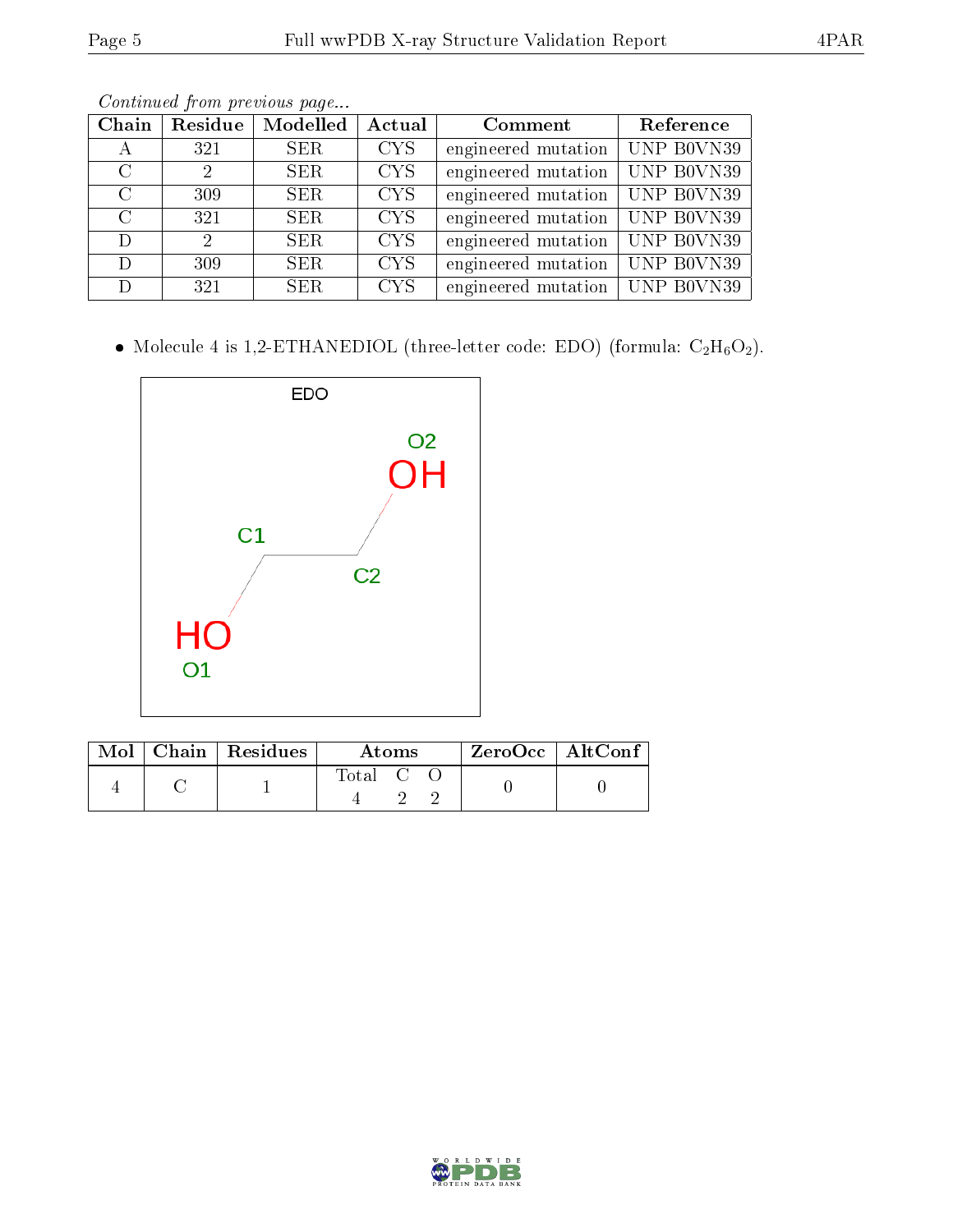*Continued from previous page...*

| Chain | Residue | Modelled | Actual | Comment | Reference |
|---|---|---|---|---|---|
| A | 321 | SER | CYS | engineered mutation | UNP B0VN39 |
| C | 2 | SER | CYS | engineered mutation | UNP B0VN39 |
| C | 309 | SER | CYS | engineered mutation | UNP B0VN39 |
| C | 321 | SER | CYS | engineered mutation | UNP B0VN39 |
| D | 2 | SER | CYS | engineered mutation | UNP B0VN39 |
| D | 309 | SER | CYS | engineered mutation | UNP B0VN39 |
| D | 321 | SER | CYS | engineered mutation | UNP B0VN39 |

- Molecule 4 is 1,2-ETHANEDIOL (three-letter code: EDO) (formula: $C_2H_6O_2$).

EDO

O2 OH

C1

C2

HO O1

| Mol | Chain | Residues | Atoms | | | ZeroOcc | AltConf |
|---|---|---|---|---|---|---|---|
| | | | Total | C | O | | |
| 4 | C | 1 | 4 | 2 | 2 | 0 | 0 |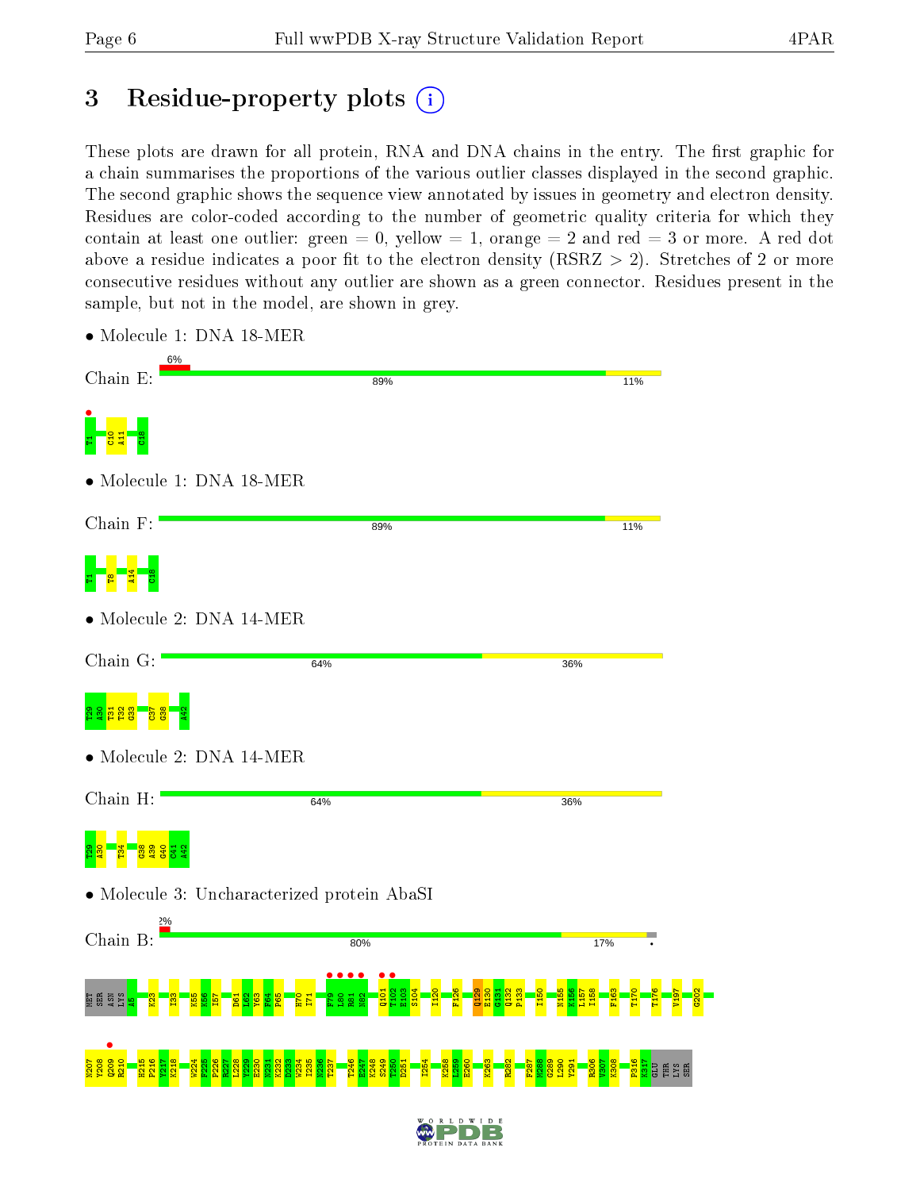# 3 Residue-property plots

These plots are drawn for all protein, RNA and DNA chains in the entry. The first graphic for a chain summarises the proportions of the various outlier classes displayed in the second graphic. The second graphic shows the sequence view annotated by issues in geometry and electron density. Residues are color-coded according to the number of geometric quality criteria for which they contain at least one outlier: green = 0, yellow = 1, orange = 2 and red = 3 or more. A red dot above a residue indicates a poor fit to the electron density (RSRZ > 2). Stretches of 2 or more consecutive residues without any outlier are shown as a green connector. Residues present in the sample, but not in the model, are shown in grey.

- Molecule 1: DNA 18-MER

Chain E: 6% | 89% | 11%

T1 C10 A11 C18

- Molecule 1: DNA 18-MER

Chain F: 89% | 11%

T1 T8 A14 C18

- Molecule 2: DNA 14-MER

Chain G: 64% | 36%

T29 A30 T31 T32 G33 C37 G38 A42

- Molecule 2: DNA 14-MER

Chain H: 64% | 36%

T29 A30 T34 G38 A39 G40 C41 A42

- Molecule 3: Uncharacterized protein AbaSI

Chain B: 2% | 80% | 17%

MET SER ASN LYS A5 K23 I33 K55 K56 I57 D61 L62 V63 F64 P65 H70 I71 F79 L80 R81 N82 Q101 T102 E103 S104 I120 F126 Q129 E130 G131 Q132 P133 I150 N155 K156 L157 I158 F163 T170 T176 V197 G202

H207 Y208 Q209 R210 H215 F216 Y217 K218 W224 F225 P226 R227 L228 V229 E230 K231 K232 D233 W234 I235 N236 T237 T246 E247 K248 S249 T250 D251 I254 K258 L259 E260 K263 R282 F287 M288 G289 L290 Y291 R306 V307 K308 P316 K317 GLU THR LYS SER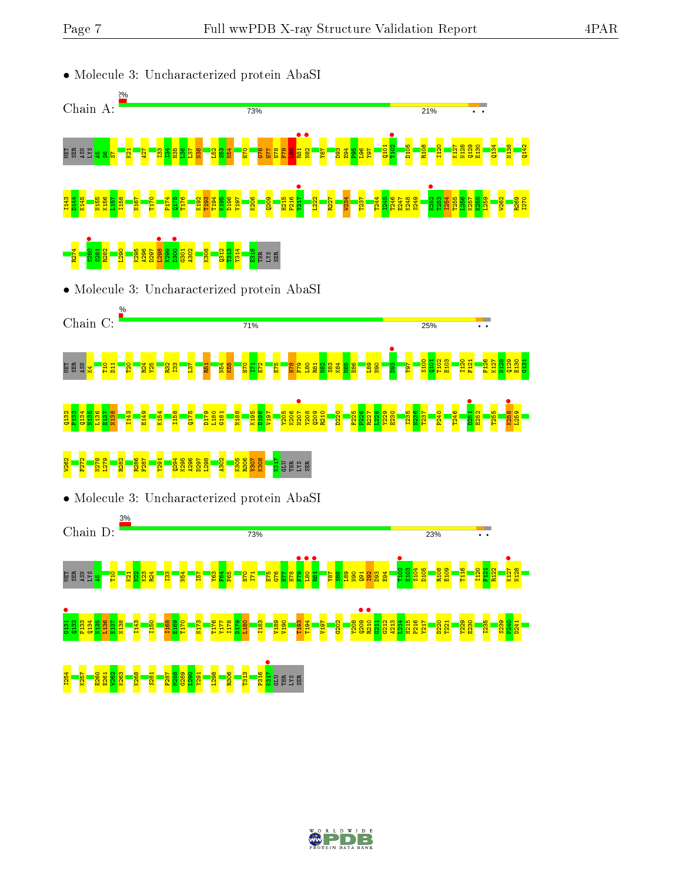- Molecule 3: Uncharacterized protein AbaSI

Chain A: 2% | 73% | 21% | • •

MET SER ASN LYS A5 S6 S7 K21 A27 I33 I34 H35 L36 L37 N38 L52 S53 N54 H70 G76 H77 H78 F79 L80 R81 N82 Y87 D93 E94 P95 L96 Y97 Q101 T102 D105 R108 I120 K127 N128 Q129 E130 Q134 N138 Q142 I143 D144 K145 N155 K156 L157 I158 N167 T170 P174 Q175 T176 K192 T193 I194 K195 D196 V197 K206 Q209 H215 P216 Y217 L222 R227 W234 T237 T244 I245 T246 E247 K248 S249 E252 T253 I254 T255 L256 K257 K258 L259 W262 R269 I270 R274 S280 S281 R282 L290 K295 A296 D297 L298 K299 D300 G301 A302 K308 Q312 T313 Y314 E318 THR LYS SER

- Molecule 3: Uncharacterized protein AbaSI

Chain C: % | 71% | 25% | • •

MET SER ASN K4 T10 D11 T20 R24 Y25 R32 I33 L37 R51 N54 K55 H70 I71 E72 E75 H78 F79 L80 R81 N82 S83 K84 N85 E86 L89 N90 D93 Y97 S100 Q101 T102 E103 I120 F121 F126 K127 N128 Q129 E130 G131 Q132 P133 Q134 N135 L136 E137 N138 I143 E149 K154 I158 Q175 D179 L180 G181 N188 K195 D196 V197 Y205 K206 N207 Y208 Q209 R210 D220 F225 P226 R227 L228 Y229 E230 I235 N236 T237 F240 T246 D251 E252 T255 K258 L259 W262 F272 N278 L279 R282 R286 F287 Y291 Q294 K295 A296 D297 L298 A302 K305 R306 V307 K308 K317 GLU THR LYS SER

- Molecule 3: Uncharacterized protein AbaSI

Chain D: 3% | 73% | 23% | • •

MET SER ASN LYS A5 T10 K21 N22 K23 R24 I33 N54 I57 Y63 F64 P65 H70 I71 E75 G76 H77 H78 F79 L80 R81 Y87 S88 L89 N90 Q91 I92 D93 E94 T102 E103 S104 D105 R108 E109 T116 I120 F121 R122 K127 N128 G131 Q132 P133 Q134 N135 L136 E137 N138 I143 I150 I168 E169 T170 N173 T176 Y177 I178 D179 L180 I183 V189 V190 T193 T194 V197 G202 Y208 Q209 R210 G211 G212 A213 L214 H215 P216 Y217 D220 T221 Y229 E230 I235 S239 F240 D241 I254 K257 E260 E261 W262 K263 K268 S281 F287 M288 G289 L290 Y291 L298 R306 T313 P316 K317 GLU THR LYS SER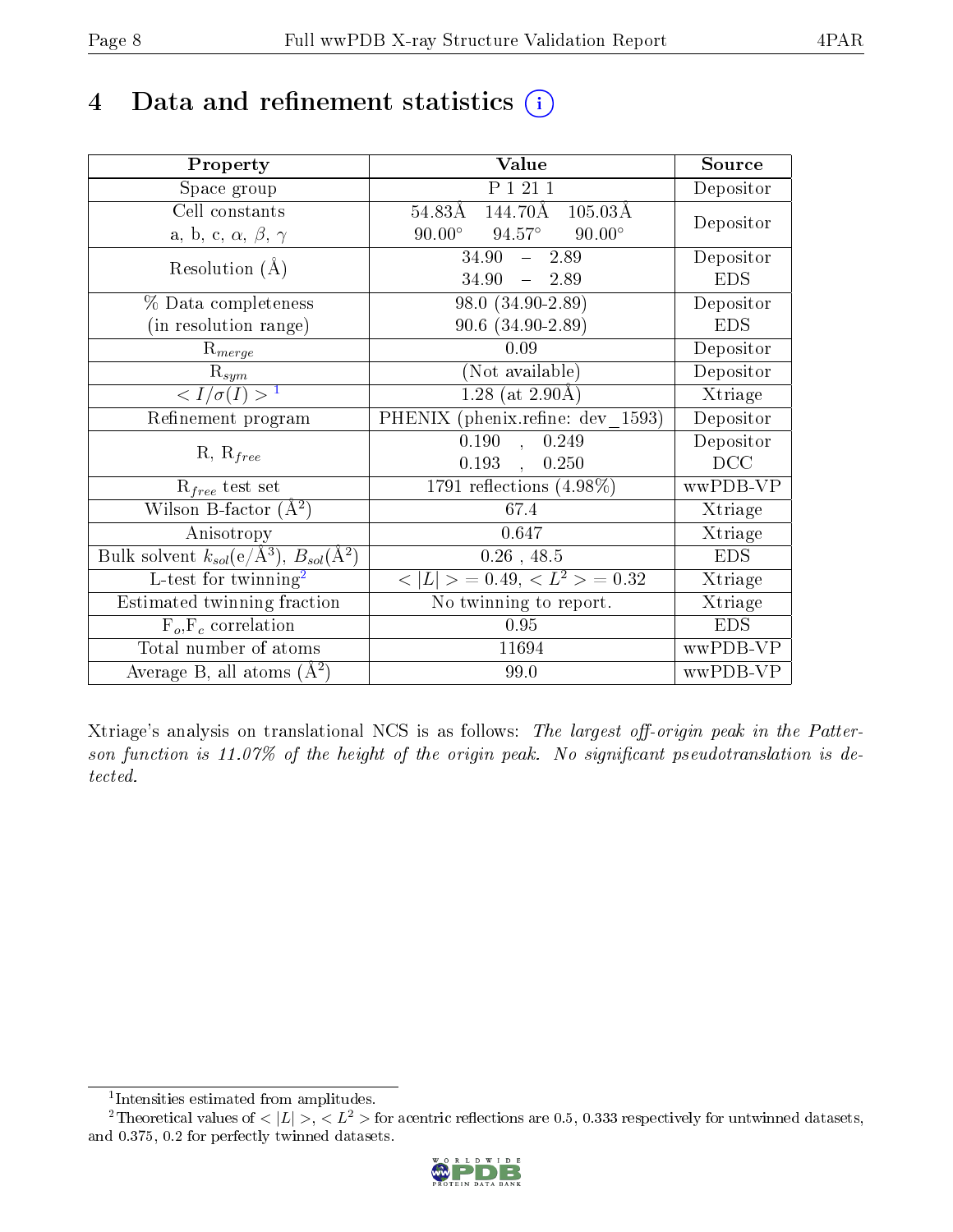# 4 Data and refinement statistics (i)

| Property | Value | Source |
|---|---|---|
| Space group | P 1 21 1 | Depositor |
| Cell constants<br>a, b, c, $\alpha$, $\beta$, $\gamma$ | 54.83Å 144.70Å 105.03Å<br>90.00° 94.57° 90.00° | Depositor |
| Resolution (Å) | 34.90 – 2.89<br>34.90 – 2.89 | Depositor<br>EDS |
| % Data completeness<br>(in resolution range) | 98.0 (34.90-2.89)<br>90.6 (34.90-2.89) | Depositor<br>EDS |
| $R_{merge}$ | 0.09 | Depositor |
| $R_{sym}$ | (Not available) | Depositor |
| $< I/\sigma(I) >$ [1] | 1.28 (at 2.90Å) | Xtriage |
| Refinement program | PHENIX (phenix.refine: dev_1593) | Depositor |
| R, $R_{free}$ | 0.190 , 0.249<br>0.193 , 0.250 | Depositor<br>DCC |
| $R_{free}$ test set | 1791 reflections (4.98%) | wwPDB-VP |
| Wilson B-factor (Å$^2$) | 67.4 | Xtriage |
| Anisotropy | 0.647 | Xtriage |
| Bulk solvent $k_{sol}$(e/Å$^3$), $B_{sol}$(Å$^2$) | 0.26 , 48.5 | EDS |
| L-test for twinning[2] | $< \|L\| >= 0.49$, $< L^2 >= 0.32$ | Xtriage |
| Estimated twinning fraction | No twinning to report. | Xtriage |
| $F_o$,$F_c$ correlation | 0.95 | EDS |
| Total number of atoms | 11694 | wwPDB-VP |
| Average B, all atoms (Å$^2$) | 99.0 | wwPDB-VP |

Xtriage's analysis on translational NCS is as follows: *The largest off-origin peak in the Patterson function is 11.07% of the height of the origin peak. No significant pseudotranslation is detected.*

---

[1] Intensities estimated from amplitudes.

[2] Theoretical values of $< |L| >$, $< L^2 >$ for acentric reflections are 0.5, 0.333 respectively for untwinned datasets, and 0.375, 0.2 for perfectly twinned datasets.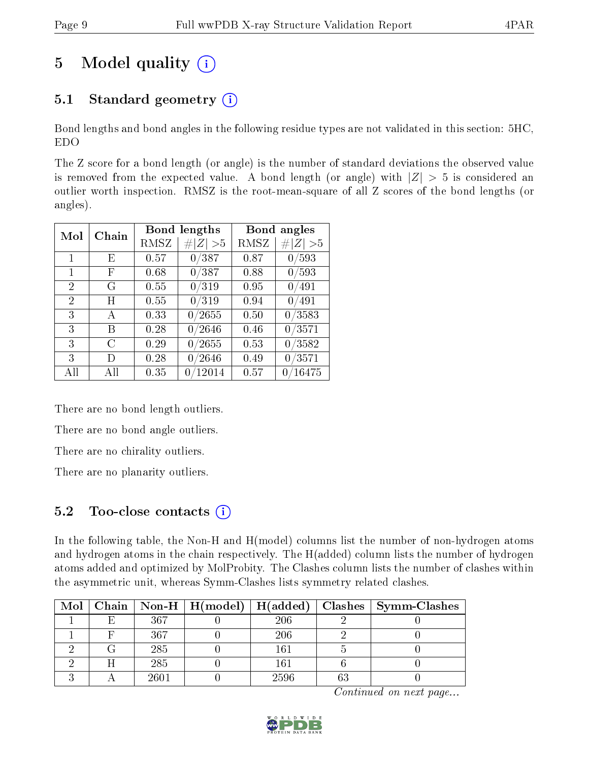# 5 Model quality

## 5.1 Standard geometry

Bond lengths and bond angles in the following residue types are not validated in this section: 5HC, EDO

The Z score for a bond length (or angle) is the number of standard deviations the observed value is removed from the expected value. A bond length (or angle) with $|Z| > 5$ is considered an outlier worth inspection. RMSZ is the root-mean-square of all Z scores of the bond lengths (or angles).

| Mol | Chain | Bond lengths | | Bond angles | |
|---|---|---|---|---|---|
| | | RMSZ | $\#\|Z\| > 5$ | RMSZ | $\#\|Z\| > 5$ |
| 1 | E | 0.57 | 0/387 | 0.87 | 0/593 |
| 1 | F | 0.68 | 0/387 | 0.88 | 0/593 |
| 2 | G | 0.55 | 0/319 | 0.95 | 0/491 |
| 2 | H | 0.55 | 0/319 | 0.94 | 0/491 |
| 3 | A | 0.33 | 0/2655 | 0.50 | 0/3583 |
| 3 | B | 0.28 | 0/2646 | 0.46 | 0/3571 |
| 3 | C | 0.29 | 0/2655 | 0.53 | 0/3582 |
| 3 | D | 0.28 | 0/2646 | 0.49 | 0/3571 |
| All | All | 0.35 | 0/12014 | 0.57 | 0/16475 |

There are no bond length outliers.

There are no bond angle outliers.

There are no chirality outliers.

There are no planarity outliers.

## 5.2 Too-close contacts

In the following table, the Non-H and H(model) columns list the number of non-hydrogen atoms and hydrogen atoms in the chain respectively. The H(added) column lists the number of hydrogen atoms added and optimized by MolProbity. The Clashes column lists the number of clashes within the asymmetric unit, whereas Symm-Clashes lists symmetry related clashes.

| Mol | Chain | Non-H | H(model) | H(added) | Clashes | Symm-Clashes |
|---|---|---|---|---|---|---|
| 1 | E | 367 | 0 | 206 | 2 | 0 |
| 1 | F | 367 | 0 | 206 | 2 | 0 |
| 2 | G | 285 | 0 | 161 | 5 | 0 |
| 2 | H | 285 | 0 | 161 | 6 | 0 |
| 3 | A | 2601 | 0 | 2596 | 63 | 0 |

*Continued on next page...*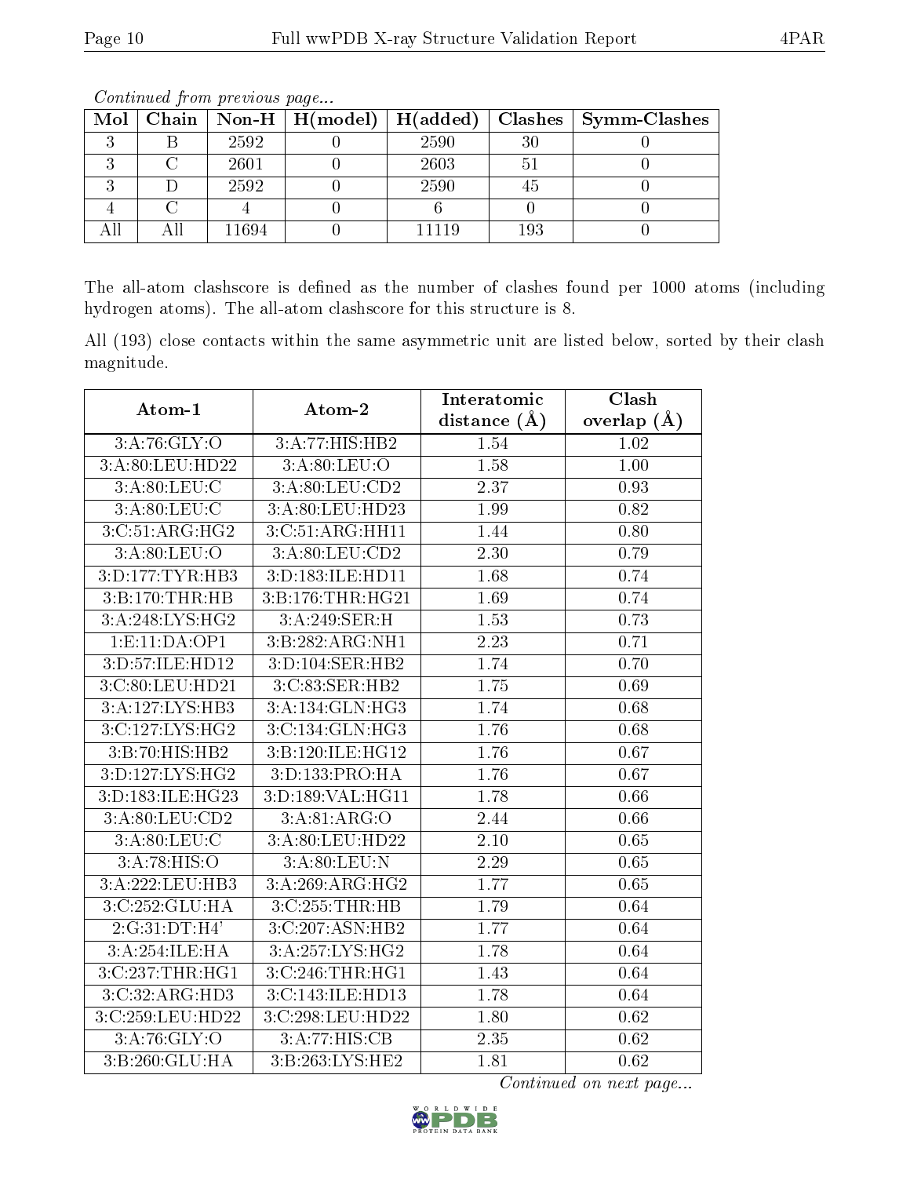*Continued from previous page...*

| Mol | Chain | Non-H | H(model) | H(added) | Clashes | Symm-Clashes |
|---|---|---|---|---|---|---|
| 3 | B | 2592 | 0 | 2590 | 30 | 0 |
| 3 | C | 2601 | 0 | 2603 | 51 | 0 |
| 3 | D | 2592 | 0 | 2590 | 45 | 0 |
| 4 | C | 4 | 0 | 6 | 0 | 0 |
| All | All | 11694 | 0 | 11119 | 193 | 0 |

The all-atom clashscore is defined as the number of clashes found per 1000 atoms (including hydrogen atoms). The all-atom clashscore for this structure is 8.

All (193) close contacts within the same asymmetric unit are listed below, sorted by their clash magnitude.

| Atom-1 | Atom-2 | Interatomic distance (Å) | Clash overlap (Å) |
|---|---|---|---|
| 3:A:76:GLY:O | 3:A:77:HIS:HB2 | 1.54 | 1.02 |
| 3:A:80:LEU:HD22 | 3:A:80:LEU:O | 1.58 | 1.00 |
| 3:A:80:LEU:C | 3:A:80:LEU:CD2 | 2.37 | 0.93 |
| 3:A:80:LEU:C | 3:A:80:LEU:HD23 | 1.99 | 0.82 |
| 3:C:51:ARG:HG2 | 3:C:51:ARG:HH11 | 1.44 | 0.80 |
| 3:A:80:LEU:O | 3:A:80:LEU:CD2 | 2.30 | 0.79 |
| 3:D:177:TYR:HB3 | 3:D:183:ILE:HD11 | 1.68 | 0.74 |
| 3:B:170:THR:HB | 3:B:176:THR:HG21 | 1.69 | 0.74 |
| 3:A:248:LYS:HG2 | 3:A:249:SER:H | 1.53 | 0.73 |
| 1:E:11:DA:OP1 | 3:B:282:ARG:NH1 | 2.23 | 0.71 |
| 3:D:57:ILE:HD12 | 3:D:104:SER:HB2 | 1.74 | 0.70 |
| 3:C:80:LEU:HD21 | 3:C:83:SER:HB2 | 1.75 | 0.69 |
| 3:A:127:LYS:HB3 | 3:A:134:GLN:HG3 | 1.74 | 0.68 |
| 3:C:127:LYS:HG2 | 3:C:134:GLN:HG3 | 1.76 | 0.68 |
| 3:B:70:HIS:HB2 | 3:B:120:ILE:HG12 | 1.76 | 0.67 |
| 3:D:127:LYS:HG2 | 3:D:133:PRO:HA | 1.76 | 0.67 |
| 3:D:183:ILE:HG23 | 3:D:189:VAL:HG11 | 1.78 | 0.66 |
| 3:A:80:LEU:CD2 | 3:A:81:ARG:O | 2.44 | 0.66 |
| 3:A:80:LEU:C | 3:A:80:LEU:HD22 | 2.10 | 0.65 |
| 3:A:78:HIS:O | 3:A:80:LEU:N | 2.29 | 0.65 |
| 3:A:222:LEU:HB3 | 3:A:269:ARG:HG2 | 1.77 | 0.65 |
| 3:C:252:GLU:HA | 3:C:255:THR:HB | 1.79 | 0.64 |
| 2:G:31:DT:H4' | 3:C:207:ASN:HB2 | 1.77 | 0.64 |
| 3:A:254:ILE:HA | 3:A:257:LYS:HG2 | 1.78 | 0.64 |
| 3:C:237:THR:HG1 | 3:C:246:THR:HG1 | 1.43 | 0.64 |
| 3:C:32:ARG:HD3 | 3:C:143:ILE:HD13 | 1.78 | 0.64 |
| 3:C:259:LEU:HD22 | 3:C:298:LEU:HD22 | 1.80 | 0.62 |
| 3:A:76:GLY:O | 3:A:77:HIS:CB | 2.35 | 0.62 |
| 3:B:260:GLU:HA | 3:B:263:LYS:HE2 | 1.81 | 0.62 |

*Continued on next page...*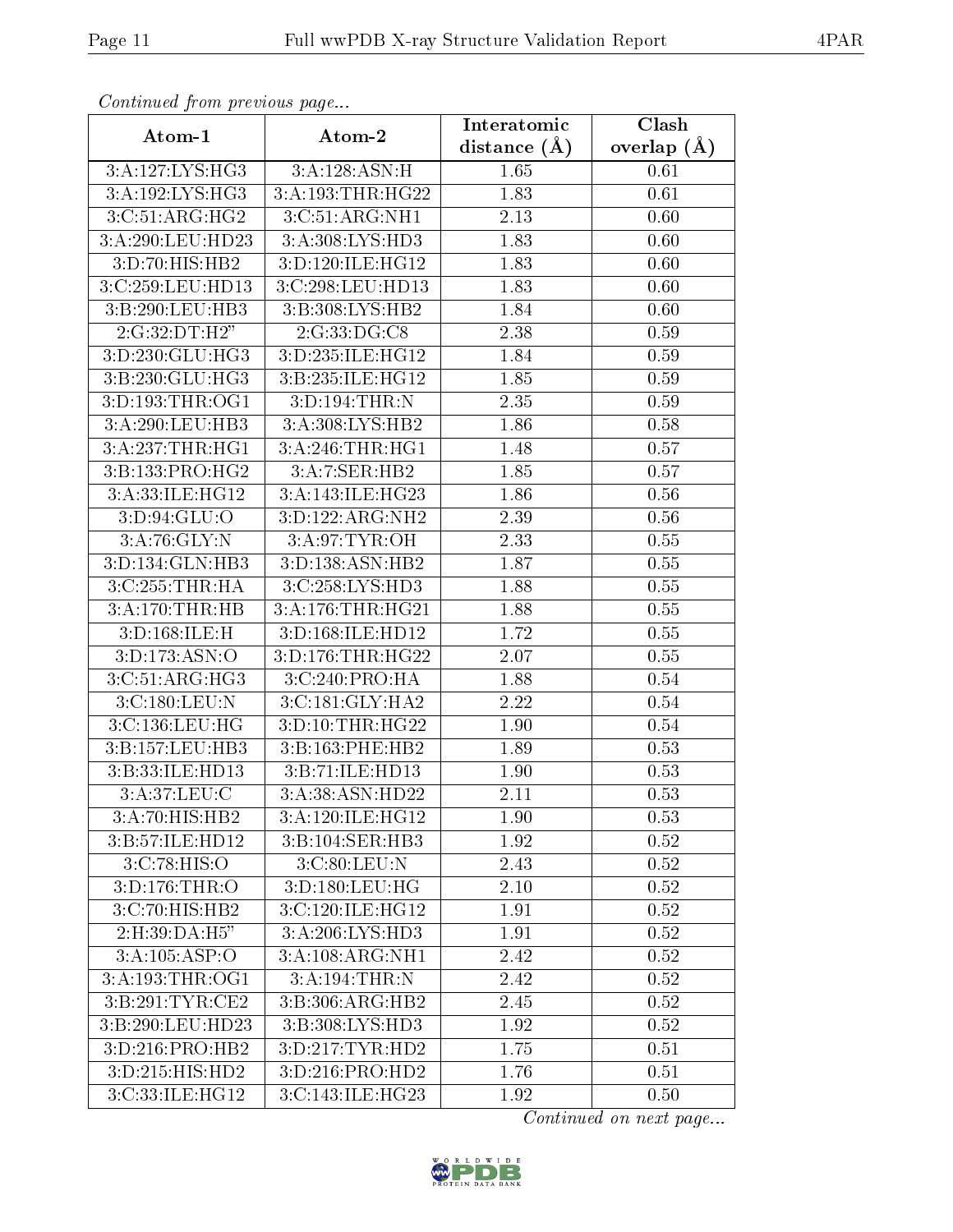*Continued from previous page...*

| Atom-1 | Atom-2 | Interatomic distance (Å) | Clash overlap (Å) |
|---|---|---|---|
| 3:A:127:LYS:HG3 | 3:A:128:ASN:H | 1.65 | 0.61 |
| 3:A:192:LYS:HG3 | 3:A:193:THR:HG22 | 1.83 | 0.61 |
| 3:C:51:ARG:HG2 | 3:C:51:ARG:NH1 | 2.13 | 0.60 |
| 3:A:290:LEU:HD23 | 3:A:308:LYS:HD3 | 1.83 | 0.60 |
| 3:D:70:HIS:HB2 | 3:D:120:ILE:HG12 | 1.83 | 0.60 |
| 3:C:259:LEU:HD13 | 3:C:298:LEU:HD13 | 1.83 | 0.60 |
| 3:B:290:LEU:HB3 | 3:B:308:LYS:HB2 | 1.84 | 0.60 |
| 2:G:32:DT:H2" | 2:G:33:DG:C8 | 2.38 | 0.59 |
| 3:D:230:GLU:HG3 | 3:D:235:ILE:HG12 | 1.84 | 0.59 |
| 3:B:230:GLU:HG3 | 3:B:235:ILE:HG12 | 1.85 | 0.59 |
| 3:D:193:THR:OG1 | 3:D:194:THR:N | 2.35 | 0.59 |
| 3:A:290:LEU:HB3 | 3:A:308:LYS:HB2 | 1.86 | 0.58 |
| 3:A:237:THR:HG1 | 3:A:246:THR:HG1 | 1.48 | 0.57 |
| 3:B:133:PRO:HG2 | 3:A:7:SER:HB2 | 1.85 | 0.57 |
| 3:A:33:ILE:HG12 | 3:A:143:ILE:HG23 | 1.86 | 0.56 |
| 3:D:94:GLU:O | 3:D:122:ARG:NH2 | 2.39 | 0.56 |
| 3:A:76:GLY:N | 3:A:97:TYR:OH | 2.33 | 0.55 |
| 3:D:134:GLN:HB3 | 3:D:138:ASN:HB2 | 1.87 | 0.55 |
| 3:C:255:THR:HA | 3:C:258:LYS:HD3 | 1.88 | 0.55 |
| 3:A:170:THR:HB | 3:A:176:THR:HG21 | 1.88 | 0.55 |
| 3:D:168:ILE:H | 3:D:168:ILE:HD12 | 1.72 | 0.55 |
| 3:D:173:ASN:O | 3:D:176:THR:HG22 | 2.07 | 0.55 |
| 3:C:51:ARG:HG3 | 3:C:240:PRO:HA | 1.88 | 0.54 |
| 3:C:180:LEU:N | 3:C:181:GLY:HA2 | 2.22 | 0.54 |
| 3:C:136:LEU:HG | 3:D:10:THR:HG22 | 1.90 | 0.54 |
| 3:B:157:LEU:HB3 | 3:B:163:PHE:HB2 | 1.89 | 0.53 |
| 3:B:33:ILE:HD13 | 3:B:71:ILE:HD13 | 1.90 | 0.53 |
| 3:A:37:LEU:C | 3:A:38:ASN:HD22 | 2.11 | 0.53 |
| 3:A:70:HIS:HB2 | 3:A:120:ILE:HG12 | 1.90 | 0.53 |
| 3:B:57:ILE:HD12 | 3:B:104:SER:HB3 | 1.92 | 0.52 |
| 3:C:78:HIS:O | 3:C:80:LEU:N | 2.43 | 0.52 |
| 3:D:176:THR:O | 3:D:180:LEU:HG | 2.10 | 0.52 |
| 3:C:70:HIS:HB2 | 3:C:120:ILE:HG12 | 1.91 | 0.52 |
| 2:H:39:DA:H5" | 3:A:206:LYS:HD3 | 1.91 | 0.52 |
| 3:A:105:ASP:O | 3:A:108:ARG:NH1 | 2.42 | 0.52 |
| 3:A:193:THR:OG1 | 3:A:194:THR:N | 2.42 | 0.52 |
| 3:B:291:TYR:CE2 | 3:B:306:ARG:HB2 | 2.45 | 0.52 |
| 3:B:290:LEU:HD23 | 3:B:308:LYS:HD3 | 1.92 | 0.52 |
| 3:D:216:PRO:HB2 | 3:D:217:TYR:HD2 | 1.75 | 0.51 |
| 3:D:215:HIS:HD2 | 3:D:216:PRO:HD2 | 1.76 | 0.51 |
| 3:C:33:ILE:HG12 | 3:C:143:ILE:HG23 | 1.92 | 0.50 |

*Continued on next page...*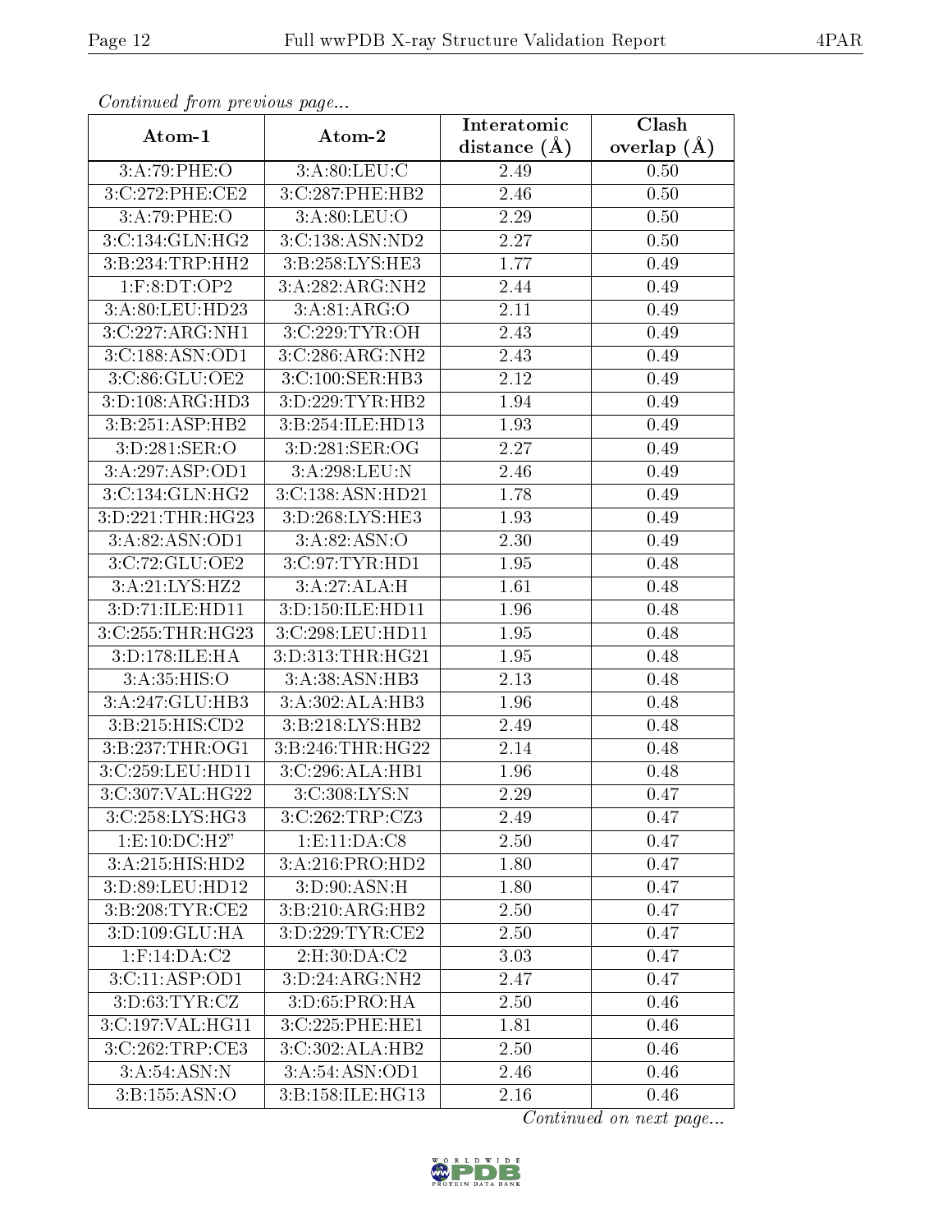*Continued from previous page...*

| Atom-1 | Atom-2 | Interatomic distance (Å) | Clash overlap (Å) |
|---|---|---|---|
| 3:A:79:PHE:O | 3:A:80:LEU:C | 2.49 | 0.50 |
| 3:C:272:PHE:CE2 | 3:C:287:PHE:HB2 | 2.46 | 0.50 |
| 3:A:79:PHE:O | 3:A:80:LEU:O | 2.29 | 0.50 |
| 3:C:134:GLN:HG2 | 3:C:138:ASN:ND2 | 2.27 | 0.50 |
| 3:B:234:TRP:HH2 | 3:B:258:LYS:HE3 | 1.77 | 0.49 |
| 1:F:8:DT:OP2 | 3:A:282:ARG:NH2 | 2.44 | 0.49 |
| 3:A:80:LEU:HD23 | 3:A:81:ARG:O | 2.11 | 0.49 |
| 3:C:227:ARG:NH1 | 3:C:229:TYR:OH | 2.43 | 0.49 |
| 3:C:188:ASN:OD1 | 3:C:286:ARG:NH2 | 2.43 | 0.49 |
| 3:C:86:GLU:OE2 | 3:C:100:SER:HB3 | 2.12 | 0.49 |
| 3:D:108:ARG:HD3 | 3:D:229:TYR:HB2 | 1.94 | 0.49 |
| 3:B:251:ASP:HB2 | 3:B:254:ILE:HD13 | 1.93 | 0.49 |
| 3:D:281:SER:O | 3:D:281:SER:OG | 2.27 | 0.49 |
| 3:A:297:ASP:OD1 | 3:A:298:LEU:N | 2.46 | 0.49 |
| 3:C:134:GLN:HG2 | 3:C:138:ASN:HD21 | 1.78 | 0.49 |
| 3:D:221:THR:HG23 | 3:D:268:LYS:HE3 | 1.93 | 0.49 |
| 3:A:82:ASN:OD1 | 3:A:82:ASN:O | 2.30 | 0.49 |
| 3:C:72:GLU:OE2 | 3:C:97:TYR:HD1 | 1.95 | 0.48 |
| 3:A:21:LYS:HZ2 | 3:A:27:ALA:H | 1.61 | 0.48 |
| 3:D:71:ILE:HD11 | 3:D:150:ILE:HD11 | 1.96 | 0.48 |
| 3:C:255:THR:HG23 | 3:C:298:LEU:HD11 | 1.95 | 0.48 |
| 3:D:178:ILE:HA | 3:D:313:THR:HG21 | 1.95 | 0.48 |
| 3:A:35:HIS:O | 3:A:38:ASN:HB3 | 2.13 | 0.48 |
| 3:A:247:GLU:HB3 | 3:A:302:ALA:HB3 | 1.96 | 0.48 |
| 3:B:215:HIS:CD2 | 3:B:218:LYS:HB2 | 2.49 | 0.48 |
| 3:B:237:THR:OG1 | 3:B:246:THR:HG22 | 2.14 | 0.48 |
| 3:C:259:LEU:HD11 | 3:C:296:ALA:HB1 | 1.96 | 0.48 |
| 3:C:307:VAL:HG22 | 3:C:308:LYS:N | 2.29 | 0.47 |
| 3:C:258:LYS:HG3 | 3:C:262:TRP:CZ3 | 2.49 | 0.47 |
| 1:E:10:DC:H2" | 1:E:11:DA:C8 | 2.50 | 0.47 |
| 3:A:215:HIS:HD2 | 3:A:216:PRO:HD2 | 1.80 | 0.47 |
| 3:D:89:LEU:HD12 | 3:D:90:ASN:H | 1.80 | 0.47 |
| 3:B:208:TYR:CE2 | 3:B:210:ARG:HB2 | 2.50 | 0.47 |
| 3:D:109:GLU:HA | 3:D:229:TYR:CE2 | 2.50 | 0.47 |
| 1:F:14:DA:C2 | 2:H:30:DA:C2 | 3.03 | 0.47 |
| 3:C:11:ASP:OD1 | 3:D:24:ARG:NH2 | 2.47 | 0.47 |
| 3:D:63:TYR:CZ | 3:D:65:PRO:HA | 2.50 | 0.46 |
| 3:C:197:VAL:HG11 | 3:C:225:PHE:HE1 | 1.81 | 0.46 |
| 3:C:262:TRP:CE3 | 3:C:302:ALA:HB2 | 2.50 | 0.46 |
| 3:A:54:ASN:N | 3:A:54:ASN:OD1 | 2.46 | 0.46 |
| 3:B:155:ASN:O | 3:B:158:ILE:HG13 | 2.16 | 0.46 |

*Continued on next page...*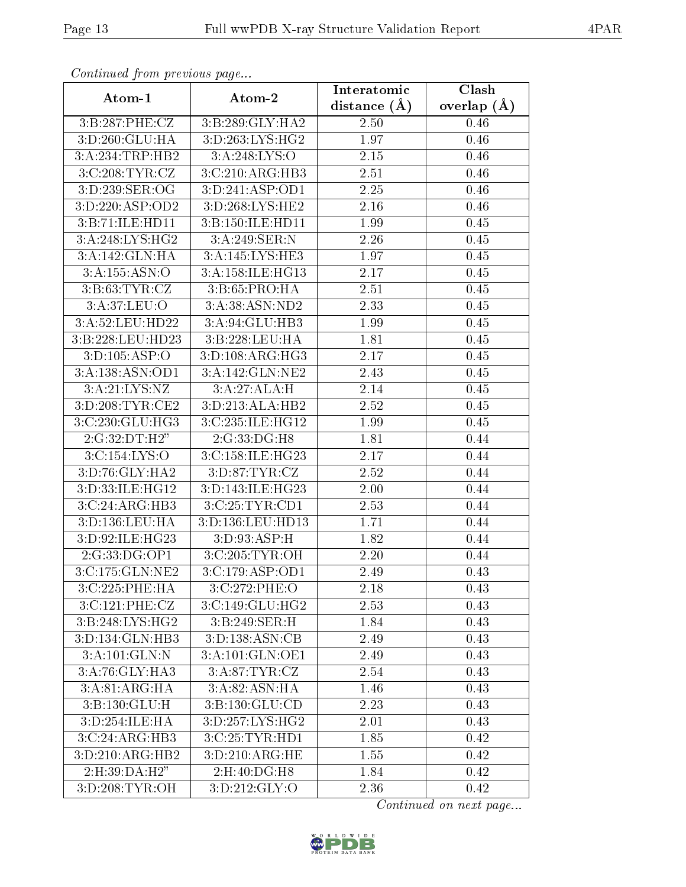*Continued from previous page...*

| Atom-1 | Atom-2 | Interatomic distance (Å) | Clash overlap (Å) |
|---|---|---|---|
| 3:B:287:PHE:CZ | 3:B:289:GLY:HA2 | 2.50 | 0.46 |
| 3:D:260:GLU:HA | 3:D:263:LYS:HG2 | 1.97 | 0.46 |
| 3:A:234:TRP:HB2 | 3:A:248:LYS:O | 2.15 | 0.46 |
| 3:C:208:TYR:CZ | 3:C:210:ARG:HB3 | 2.51 | 0.46 |
| 3:D:239:SER:OG | 3:D:241:ASP:OD1 | 2.25 | 0.46 |
| 3:D:220:ASP:OD2 | 3:D:268:LYS:HE2 | 2.16 | 0.46 |
| 3:B:71:ILE:HD11 | 3:B:150:ILE:HD11 | 1.99 | 0.45 |
| 3:A:248:LYS:HG2 | 3:A:249:SER:N | 2.26 | 0.45 |
| 3:A:142:GLN:HA | 3:A:145:LYS:HE3 | 1.97 | 0.45 |
| 3:A:155:ASN:O | 3:A:158:ILE:HG13 | 2.17 | 0.45 |
| 3:B:63:TYR:CZ | 3:B:65:PRO:HA | 2.51 | 0.45 |
| 3:A:37:LEU:O | 3:A:38:ASN:ND2 | 2.33 | 0.45 |
| 3:A:52:LEU:HD22 | 3:A:94:GLU:HB3 | 1.99 | 0.45 |
| 3:B:228:LEU:HD23 | 3:B:228:LEU:HA | 1.81 | 0.45 |
| 3:D:105:ASP:O | 3:D:108:ARG:HG3 | 2.17 | 0.45 |
| 3:A:138:ASN:OD1 | 3:A:142:GLN:NE2 | 2.43 | 0.45 |
| 3:A:21:LYS:NZ | 3:A:27:ALA:H | 2.14 | 0.45 |
| 3:D:208:TYR:CE2 | 3:D:213:ALA:HB2 | 2.52 | 0.45 |
| 3:C:230:GLU:HG3 | 3:C:235:ILE:HG12 | 1.99 | 0.45 |
| 2:G:32:DT:H2" | 2:G:33:DG:H8 | 1.81 | 0.44 |
| 3:C:154:LYS:O | 3:C:158:ILE:HG23 | 2.17 | 0.44 |
| 3:D:76:GLY:HA2 | 3:D:87:TYR:CZ | 2.52 | 0.44 |
| 3:D:33:ILE:HG12 | 3:D:143:ILE:HG23 | 2.00 | 0.44 |
| 3:C:24:ARG:HB3 | 3:C:25:TYR:CD1 | 2.53 | 0.44 |
| 3:D:136:LEU:HA | 3:D:136:LEU:HD13 | 1.71 | 0.44 |
| 3:D:92:ILE:HG23 | 3:D:93:ASP:H | 1.82 | 0.44 |
| 2:G:33:DG:OP1 | 3:C:205:TYR:OH | 2.20 | 0.44 |
| 3:C:175:GLN:NE2 | 3:C:179:ASP:OD1 | 2.49 | 0.43 |
| 3:C:225:PHE:HA | 3:C:272:PHE:O | 2.18 | 0.43 |
| 3:C:121:PHE:CZ | 3:C:149:GLU:HG2 | 2.53 | 0.43 |
| 3:B:248:LYS:HG2 | 3:B:249:SER:H | 1.84 | 0.43 |
| 3:D:134:GLN:HB3 | 3:D:138:ASN:CB | 2.49 | 0.43 |
| 3:A:101:GLN:N | 3:A:101:GLN:OE1 | 2.49 | 0.43 |
| 3:A:76:GLY:HA3 | 3:A:87:TYR:CZ | 2.54 | 0.43 |
| 3:A:81:ARG:HA | 3:A:82:ASN:HA | 1.46 | 0.43 |
| 3:B:130:GLU:H | 3:B:130:GLU:CD | 2.23 | 0.43 |
| 3:D:254:ILE:HA | 3:D:257:LYS:HG2 | 2.01 | 0.43 |
| 3:C:24:ARG:HB3 | 3:C:25:TYR:HD1 | 1.85 | 0.42 |
| 3:D:210:ARG:HB2 | 3:D:210:ARG:HE | 1.55 | 0.42 |
| 2:H:39:DA:H2" | 2:H:40:DG:H8 | 1.84 | 0.42 |
| 3:D:208:TYR:OH | 3:D:212:GLY:O | 2.36 | 0.42 |

*Continued on next page...*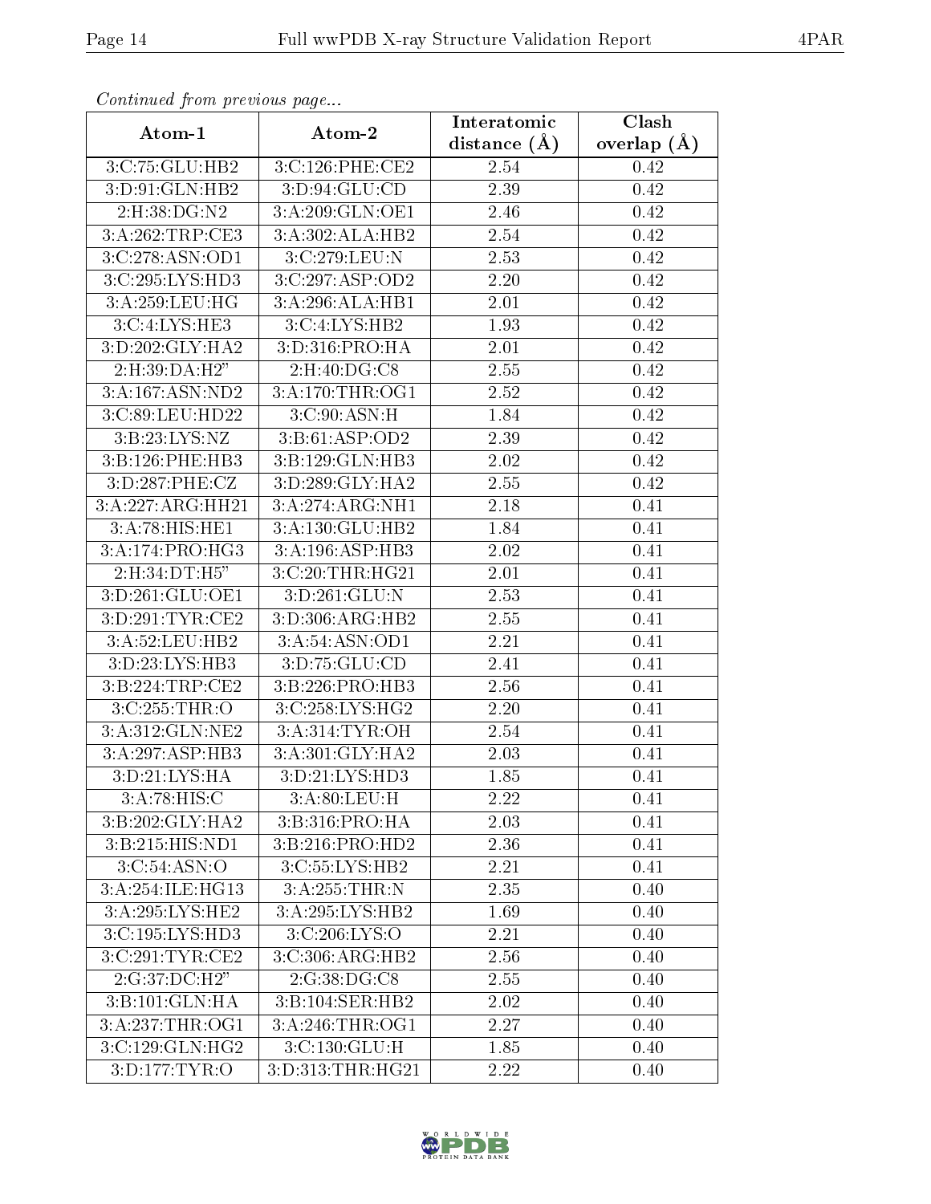*Continued from previous page...*

| Atom-1 | Atom-2 | Interatomic distance (Å) | Clash overlap (Å) |
| --- | --- | --- | --- |
| 3:C:75:GLU:HB2 | 3:C:126:PHE:CE2 | 2.54 | 0.42 |
| 3:D:91:GLN:HB2 | 3:D:94:GLU:CD | 2.39 | 0.42 |
| 2:H:38:DG:N2 | 3:A:209:GLN:OE1 | 2.46 | 0.42 |
| 3:A:262:TRP:CE3 | 3:A:302:ALA:HB2 | 2.54 | 0.42 |
| 3:C:278:ASN:OD1 | 3:C:279:LEU:N | 2.53 | 0.42 |
| 3:C:295:LYS:HD3 | 3:C:297:ASP:OD2 | 2.20 | 0.42 |
| 3:A:259:LEU:HG | 3:A:296:ALA:HB1 | 2.01 | 0.42 |
| 3:C:4:LYS:HE3 | 3:C:4:LYS:HB2 | 1.93 | 0.42 |
| 3:D:202:GLY:HA2 | 3:D:316:PRO:HA | 2.01 | 0.42 |
| 2:H:39:DA:H2" | 2:H:40:DG:C8 | 2.55 | 0.42 |
| 3:A:167:ASN:ND2 | 3:A:170:THR:OG1 | 2.52 | 0.42 |
| 3:C:89:LEU:HD22 | 3:C:90:ASN:H | 1.84 | 0.42 |
| 3:B:23:LYS:NZ | 3:B:61:ASP:OD2 | 2.39 | 0.42 |
| 3:B:126:PHE:HB3 | 3:B:129:GLN:HB3 | 2.02 | 0.42 |
| 3:D:287:PHE:CZ | 3:D:289:GLY:HA2 | 2.55 | 0.42 |
| 3:A:227:ARG:HH21 | 3:A:274:ARG:NH1 | 2.18 | 0.41 |
| 3:A:78:HIS:HE1 | 3:A:130:GLU:HB2 | 1.84 | 0.41 |
| 3:A:174:PRO:HG3 | 3:A:196:ASP:HB3 | 2.02 | 0.41 |
| 2:H:34:DT:H5" | 3:C:20:THR:HG21 | 2.01 | 0.41 |
| 3:D:261:GLU:OE1 | 3:D:261:GLU:N | 2.53 | 0.41 |
| 3:D:291:TYR:CE2 | 3:D:306:ARG:HB2 | 2.55 | 0.41 |
| 3:A:52:LEU:HB2 | 3:A:54:ASN:OD1 | 2.21 | 0.41 |
| 3:D:23:LYS:HB3 | 3:D:75:GLU:CD | 2.41 | 0.41 |
| 3:B:224:TRP:CE2 | 3:B:226:PRO:HB3 | 2.56 | 0.41 |
| 3:C:255:THR:O | 3:C:258:LYS:HG2 | 2.20 | 0.41 |
| 3:A:312:GLN:NE2 | 3:A:314:TYR:OH | 2.54 | 0.41 |
| 3:A:297:ASP:HB3 | 3:A:301:GLY:HA2 | 2.03 | 0.41 |
| 3:D:21:LYS:HA | 3:D:21:LYS:HD3 | 1.85 | 0.41 |
| 3:A:78:HIS:C | 3:A:80:LEU:H | 2.22 | 0.41 |
| 3:B:202:GLY:HA2 | 3:B:316:PRO:HA | 2.03 | 0.41 |
| 3:B:215:HIS:ND1 | 3:B:216:PRO:HD2 | 2.36 | 0.41 |
| 3:C:54:ASN:O | 3:C:55:LYS:HB2 | 2.21 | 0.41 |
| 3:A:254:ILE:HG13 | 3:A:255:THR:N | 2.35 | 0.40 |
| 3:A:295:LYS:HE2 | 3:A:295:LYS:HB2 | 1.69 | 0.40 |
| 3:C:195:LYS:HD3 | 3:C:206:LYS:O | 2.21 | 0.40 |
| 3:C:291:TYR:CE2 | 3:C:306:ARG:HB2 | 2.56 | 0.40 |
| 2:G:37:DC:H2" | 2:G:38:DG:C8 | 2.55 | 0.40 |
| 3:B:101:GLN:HA | 3:B:104:SER:HB2 | 2.02 | 0.40 |
| 3:A:237:THR:OG1 | 3:A:246:THR:OG1 | 2.27 | 0.40 |
| 3:C:129:GLN:HG2 | 3:C:130:GLU:H | 1.85 | 0.40 |
| 3:D:177:TYR:O | 3:D:313:THR:HG21 | 2.22 | 0.40 |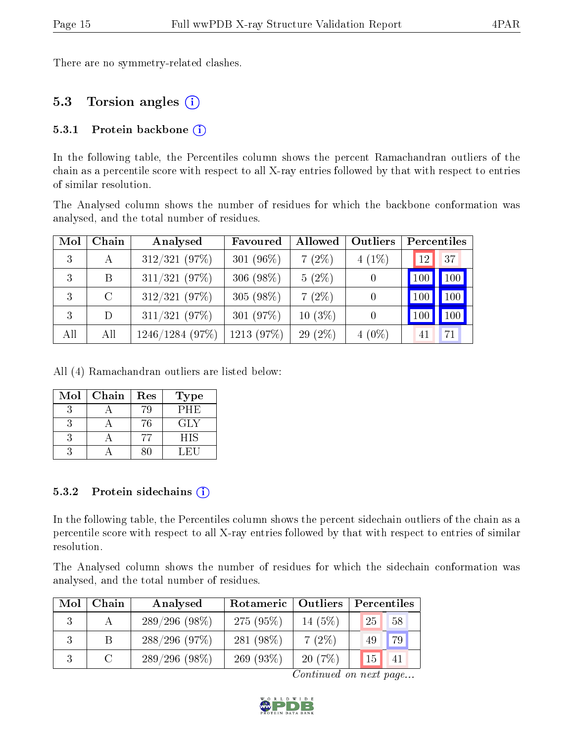There are no symmetry-related clashes.

## 5.3 Torsion angles

### 5.3.1 Protein backbone

In the following table, the Percentiles column shows the percent Ramachandran outliers of the chain as a percentile score with respect to all X-ray entries followed by that with respect to entries of similar resolution.

The Analysed column shows the number of residues for which the backbone conformation was analysed, and the total number of residues.

| Mol | Chain | Analysed | Favoured | Allowed | Outliers | Percentiles | |
|---|---|---|---|---|---|---|---|
| 3 | A | 312/321 (97%) | 301 (96%) | 7 (2%) | 4 (1%) | 12 | 37 |
| 3 | B | 311/321 (97%) | 306 (98%) | 5 (2%) | 0 | 100 | 100 |
| 3 | C | 312/321 (97%) | 305 (98%) | 7 (2%) | 0 | 100 | 100 |
| 3 | D | 311/321 (97%) | 301 (97%) | 10 (3%) | 0 | 100 | 100 |
| All | All | 1246/1284 (97%) | 1213 (97%) | 29 (2%) | 4 (0%) | 41 | 71 |

All (4) Ramachandran outliers are listed below:

| Mol | Chain | Res | Type |
|---|---|---|---|
| 3 | A | 79 | PHE |
| 3 | A | 76 | GLY |
| 3 | A | 77 | HIS |
| 3 | A | 80 | LEU |

### 5.3.2 Protein sidechains

In the following table, the Percentiles column shows the percent sidechain outliers of the chain as a percentile score with respect to all X-ray entries followed by that with respect to entries of similar resolution.

The Analysed column shows the number of residues for which the sidechain conformation was analysed, and the total number of residues.

| Mol | Chain | Analysed | Rotameric | Outliers | Percentiles | |
|---|---|---|---|---|---|---|
| 3 | A | 289/296 (98%) | 275 (95%) | 14 (5%) | 25 | 58 |
| 3 | B | 288/296 (97%) | 281 (98%) | 7 (2%) | 49 | 79 |
| 3 | C | 289/296 (98%) | 269 (93%) | 20 (7%) | 15 | 41 |

*Continued on next page...*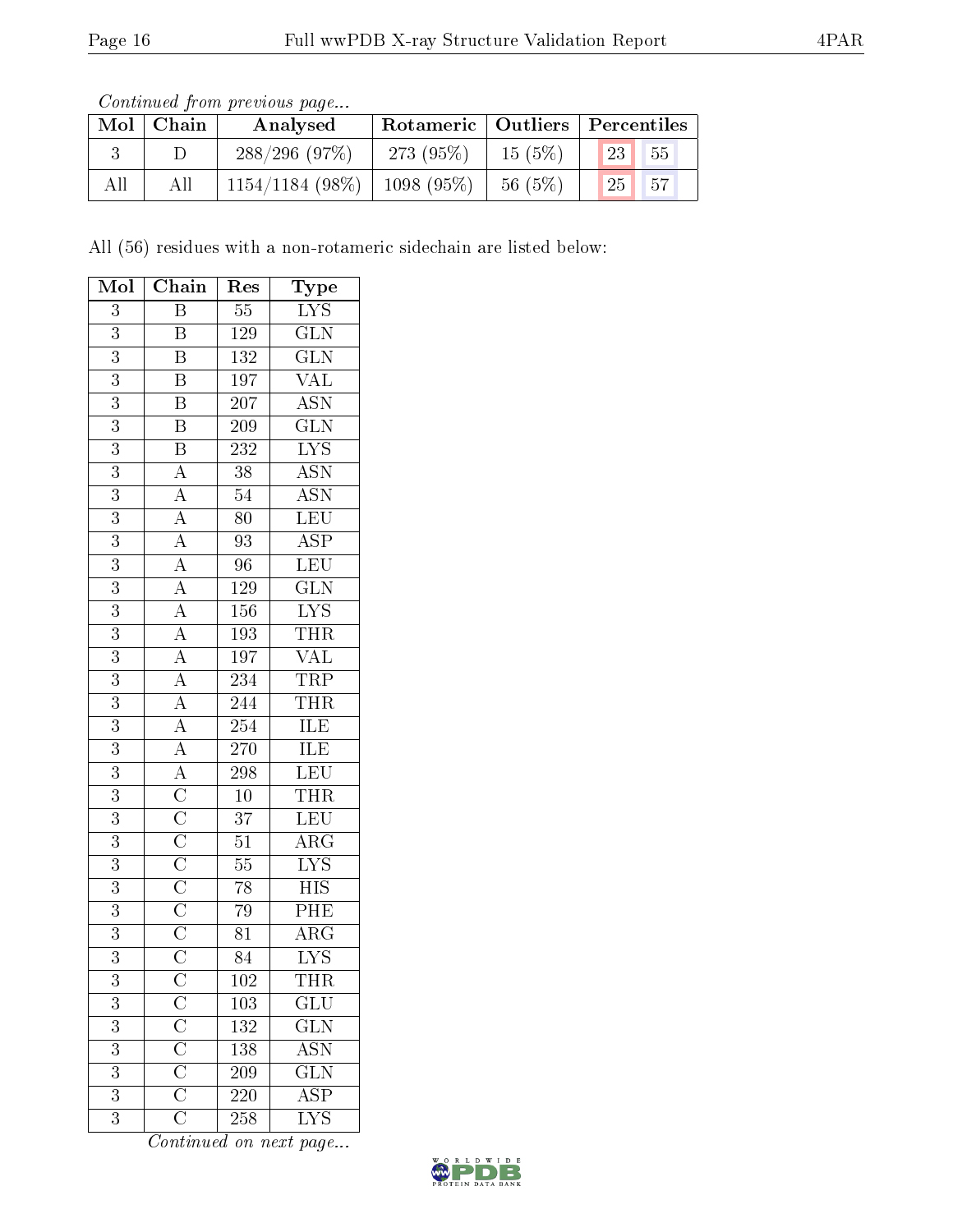*Continued from previous page...*

| Mol | Chain | Analysed | Rotameric | Outliers | Percentiles | |
|---|---|---|---|---|---|---|
| 3 | D | 288/296 (97%) | 273 (95%) | 15 (5%) | 23 | 55 |
| All | All | 1154/1184 (98%) | 1098 (95%) | 56 (5%) | 25 | 57 |

All (56) residues with a non-rotameric sidechain are listed below:

| Mol | Chain | Res | Type |
|---|---|---|---|
| 3 | B | 55 | LYS |
| 3 | B | 129 | GLN |
| 3 | B | 132 | GLN |
| 3 | B | 197 | VAL |
| 3 | B | 207 | ASN |
| 3 | B | 209 | GLN |
| 3 | B | 232 | LYS |
| 3 | A | 38 | ASN |
| 3 | A | 54 | ASN |
| 3 | A | 80 | LEU |
| 3 | A | 93 | ASP |
| 3 | A | 96 | LEU |
| 3 | A | 129 | GLN |
| 3 | A | 156 | LYS |
| 3 | A | 193 | THR |
| 3 | A | 197 | VAL |
| 3 | A | 234 | TRP |
| 3 | A | 244 | THR |
| 3 | A | 254 | ILE |
| 3 | A | 270 | ILE |
| 3 | A | 298 | LEU |
| 3 | C | 10 | THR |
| 3 | C | 37 | LEU |
| 3 | C | 51 | ARG |
| 3 | C | 55 | LYS |
| 3 | C | 78 | HIS |
| 3 | C | 79 | PHE |
| 3 | C | 81 | ARG |
| 3 | C | 84 | LYS |
| 3 | C | 102 | THR |
| 3 | C | 103 | GLU |
| 3 | C | 132 | GLN |
| 3 | C | 138 | ASN |
| 3 | C | 209 | GLN |
| 3 | C | 220 | ASP |
| 3 | C | 258 | LYS |

*Continued on next page...*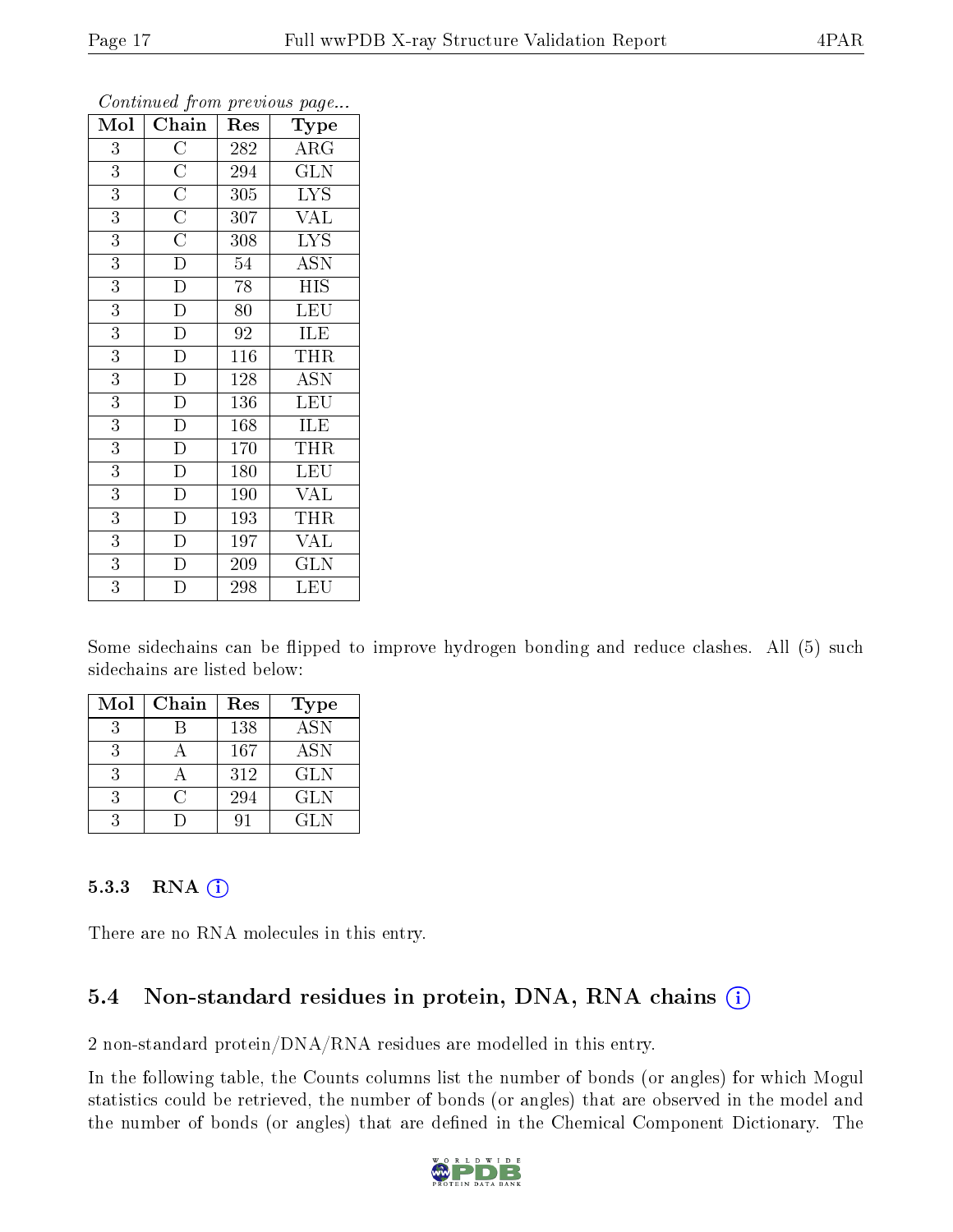*Continued from previous page...*

| Mol | Chain | Res | Type |
|---|---|---|---|
| 3 | C | 282 | ARG |
| 3 | C | 294 | GLN |
| 3 | C | 305 | LYS |
| 3 | C | 307 | VAL |
| 3 | C | 308 | LYS |
| 3 | D | 54 | ASN |
| 3 | D | 78 | HIS |
| 3 | D | 80 | LEU |
| 3 | D | 92 | ILE |
| 3 | D | 116 | THR |
| 3 | D | 128 | ASN |
| 3 | D | 136 | LEU |
| 3 | D | 168 | ILE |
| 3 | D | 170 | THR |
| 3 | D | 180 | LEU |
| 3 | D | 190 | VAL |
| 3 | D | 193 | THR |
| 3 | D | 197 | VAL |
| 3 | D | 209 | GLN |
| 3 | D | 298 | LEU |

Some sidechains can be flipped to improve hydrogen bonding and reduce clashes. All (5) such sidechains are listed below:

| Mol | Chain | Res | Type |
|---|---|---|---|
| 3 | B | 138 | ASN |
| 3 | A | 167 | ASN |
| 3 | A | 312 | GLN |
| 3 | C | 294 | GLN |
| 3 | D | 91 | GLN |

### 5.3.3 RNA (i)

There are no RNA molecules in this entry.

## 5.4 Non-standard residues in protein, DNA, RNA chains (i)

2 non-standard protein/DNA/RNA residues are modelled in this entry.

In the following table, the Counts columns list the number of bonds (or angles) for which Mogul statistics could be retrieved, the number of bonds (or angles) that are observed in the model and the number of bonds (or angles) that are defined in the Chemical Component Dictionary. The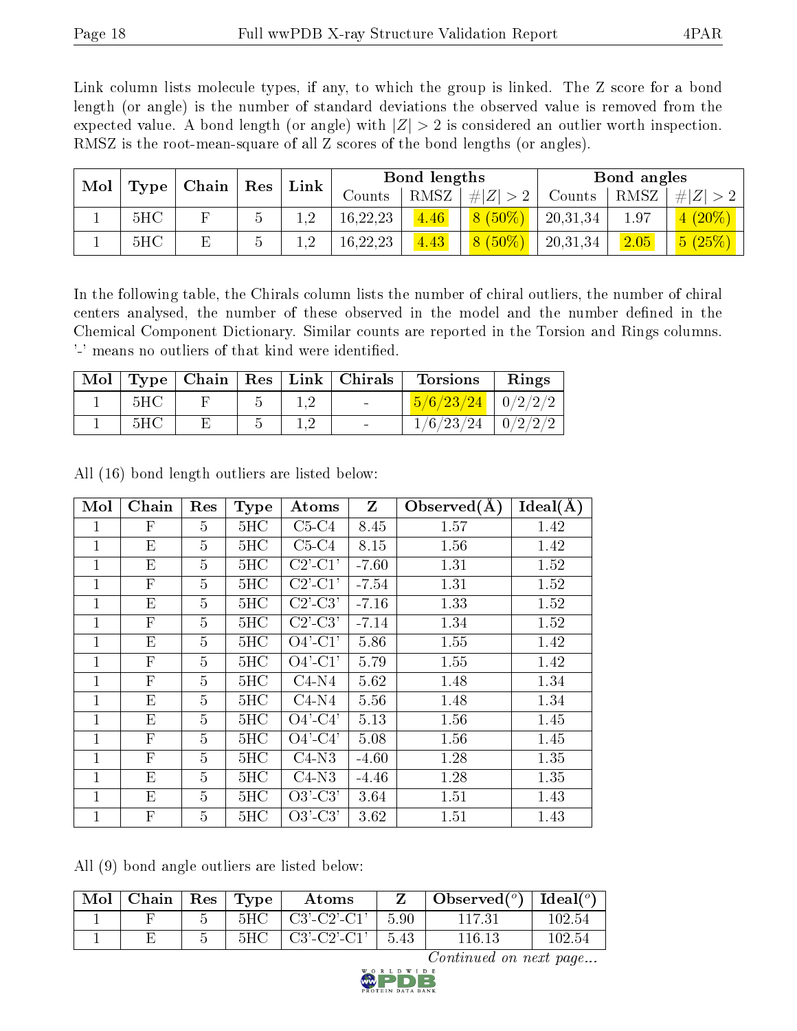Link column lists molecule types, if any, to which the group is linked. The Z score for a bond length (or angle) is the number of standard deviations the observed value is removed from the expected value. A bond length (or angle) with $|Z| > 2$ is considered an outlier worth inspection. RMSZ is the root-mean-square of all Z scores of the bond lengths (or angles).

| Mol | Type | Chain | Res | Link | Bond lengths | | | Bond angles | | |
|---|---|---|---|---|---|---|---|---|---|---|
| | | | | | Counts | RMSZ | $\#\|Z\| > 2$ | Counts | RMSZ | $\#\|Z\| > 2$ |
| 1 | 5HC | F | 5 | 1,2 | 16,22,23 | 4.46 | 8 (50%) | 20,31,34 | 1.97 | 4 (20%) |
| 1 | 5HC | E | 5 | 1,2 | 16,22,23 | 4.43 | 8 (50%) | 20,31,34 | 2.05 | 5 (25%) |

In the following table, the Chirals column lists the number of chiral outliers, the number of chiral centers analysed, the number of these observed in the model and the number defined in the Chemical Component Dictionary. Similar counts are reported in the Torsion and Rings columns. '-' means no outliers of that kind were identified.

| Mol | Type | Chain | Res | Link | Chirals | Torsions | Rings |
|---|---|---|---|---|---|---|---|
| 1 | 5HC | F | 5 | 1,2 | - | 5/6/23/24 | 0/2/2/2 |
| 1 | 5HC | E | 5 | 1,2 | - | 1/6/23/24 | 0/2/2/2 |

All (16) bond length outliers are listed below:

| Mol | Chain | Res | Type | Atoms | Z | Observed(Å) | Ideal(Å) |
|---|---|---|---|---|---|---|---|
| 1 | F | 5 | 5HC | C5-C4 | 8.45 | 1.57 | 1.42 |
| 1 | E | 5 | 5HC | C5-C4 | 8.15 | 1.56 | 1.42 |
| 1 | E | 5 | 5HC | C2'-C1' | -7.60 | 1.31 | 1.52 |
| 1 | F | 5 | 5HC | C2'-C1' | -7.54 | 1.31 | 1.52 |
| 1 | E | 5 | 5HC | C2'-C3' | -7.16 | 1.33 | 1.52 |
| 1 | F | 5 | 5HC | C2'-C3' | -7.14 | 1.34 | 1.52 |
| 1 | E | 5 | 5HC | O4'-C1' | 5.86 | 1.55 | 1.42 |
| 1 | F | 5 | 5HC | O4'-C1' | 5.79 | 1.55 | 1.42 |
| 1 | F | 5 | 5HC | C4-N4 | 5.62 | 1.48 | 1.34 |
| 1 | E | 5 | 5HC | C4-N4 | 5.56 | 1.48 | 1.34 |
| 1 | E | 5 | 5HC | O4'-C4' | 5.13 | 1.56 | 1.45 |
| 1 | F | 5 | 5HC | O4'-C4' | 5.08 | 1.56 | 1.45 |
| 1 | F | 5 | 5HC | C4-N3 | -4.60 | 1.28 | 1.35 |
| 1 | E | 5 | 5HC | C4-N3 | -4.46 | 1.28 | 1.35 |
| 1 | E | 5 | 5HC | O3'-C3' | 3.64 | 1.51 | 1.43 |
| 1 | F | 5 | 5HC | O3'-C3' | 3.62 | 1.51 | 1.43 |

All (9) bond angle outliers are listed below:

| Mol | Chain | Res | Type | Atoms | Z | Observed(°) | Ideal(°) |
|---|---|---|---|---|---|---|---|
| 1 | F | 5 | 5HC | C3'-C2'-C1' | 5.90 | 117.31 | 102.54 |
| 1 | E | 5 | 5HC | C3'-C2'-C1' | 5.43 | 116.13 | 102.54 |

*Continued on next page...*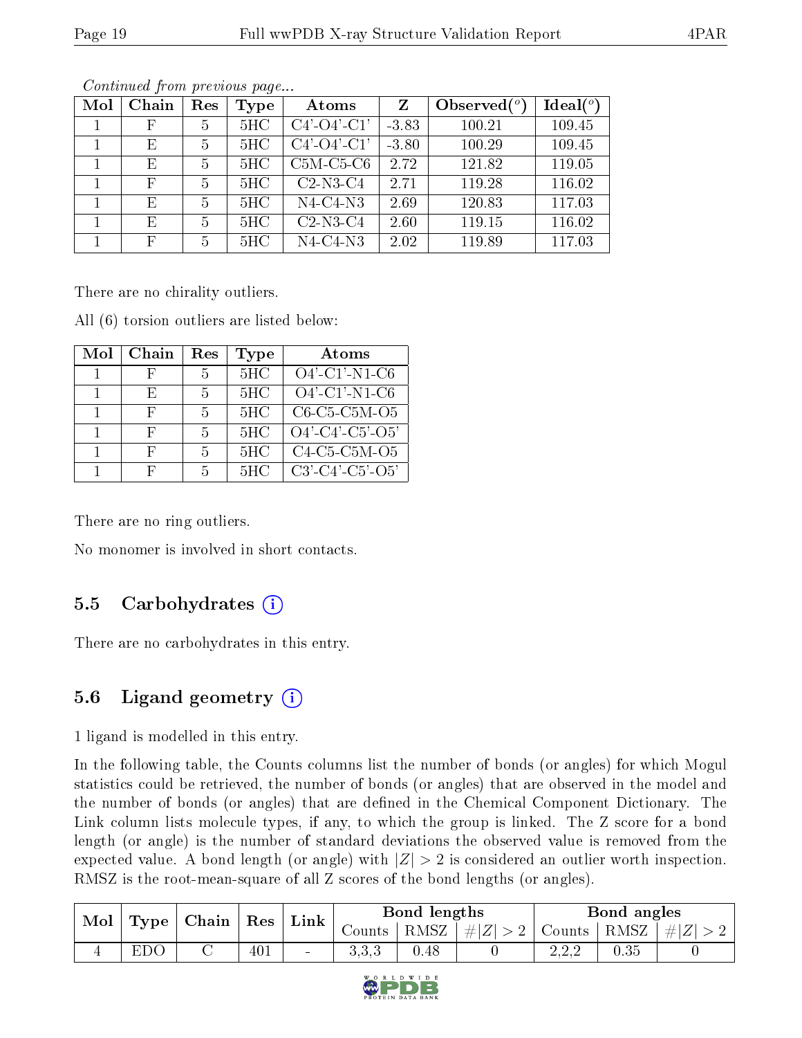*Continued from previous page...*

| Mol | Chain | Res | Type | Atoms | Z | Observed($^o$) | Ideal($^o$) |
|---|---|---|---|---|---|---|---|
| 1 | F | 5 | 5HC | C4'-O4'-C1' | -3.83 | 100.21 | 109.45 |
| 1 | E | 5 | 5HC | C4'-O4'-C1' | -3.80 | 100.29 | 109.45 |
| 1 | E | 5 | 5HC | C5M-C5-C6 | 2.72 | 121.82 | 119.05 |
| 1 | F | 5 | 5HC | C2-N3-C4 | 2.71 | 119.28 | 116.02 |
| 1 | E | 5 | 5HC | N4-C4-N3 | 2.69 | 120.83 | 117.03 |
| 1 | E | 5 | 5HC | C2-N3-C4 | 2.60 | 119.15 | 116.02 |
| 1 | F | 5 | 5HC | N4-C4-N3 | 2.02 | 119.89 | 117.03 |

There are no chirality outliers.

All (6) torsion outliers are listed below:

| Mol | Chain | Res | Type | Atoms |
|---|---|---|---|---|
| 1 | F | 5 | 5HC | O4'-C1'-N1-C6 |
| 1 | E | 5 | 5HC | O4'-C1'-N1-C6 |
| 1 | F | 5 | 5HC | C6-C5-C5M-O5 |
| 1 | F | 5 | 5HC | O4'-C4'-C5'-O5' |
| 1 | F | 5 | 5HC | C4-C5-C5M-O5 |
| 1 | F | 5 | 5HC | C3'-C4'-C5'-O5' |

There are no ring outliers.

No monomer is involved in short contacts.

### 5.5 Carbohydrates (i)

There are no carbohydrates in this entry.

### 5.6 Ligand geometry (i)

1 ligand is modelled in this entry.

In the following table, the Counts columns list the number of bonds (or angles) for which Mogul statistics could be retrieved, the number of bonds (or angles) that are observed in the model and the number of bonds (or angles) that are defined in the Chemical Component Dictionary. The Link column lists molecule types, if any, to which the group is linked. The Z score for a bond length (or angle) is the number of standard deviations the observed value is removed from the expected value. A bond length (or angle) with $|Z| > 2$ is considered an outlier worth inspection. RMSZ is the root-mean-square of all Z scores of the bond lengths (or angles).

| Mol | Type | Chain | Res | Link | Bond lengths | | | Bond angles | | |
|---|---|---|---|---|---|---|---|---|---|---|
| | | | | | Counts | RMSZ | $\#\|Z\| > 2$ | Counts | RMSZ | $\#\|Z\| > 2$ |
| 4 | EDO | C | 401 | - | 3,3,3 | 0.48 | 0 | 2,2,2 | 0.35 | 0 |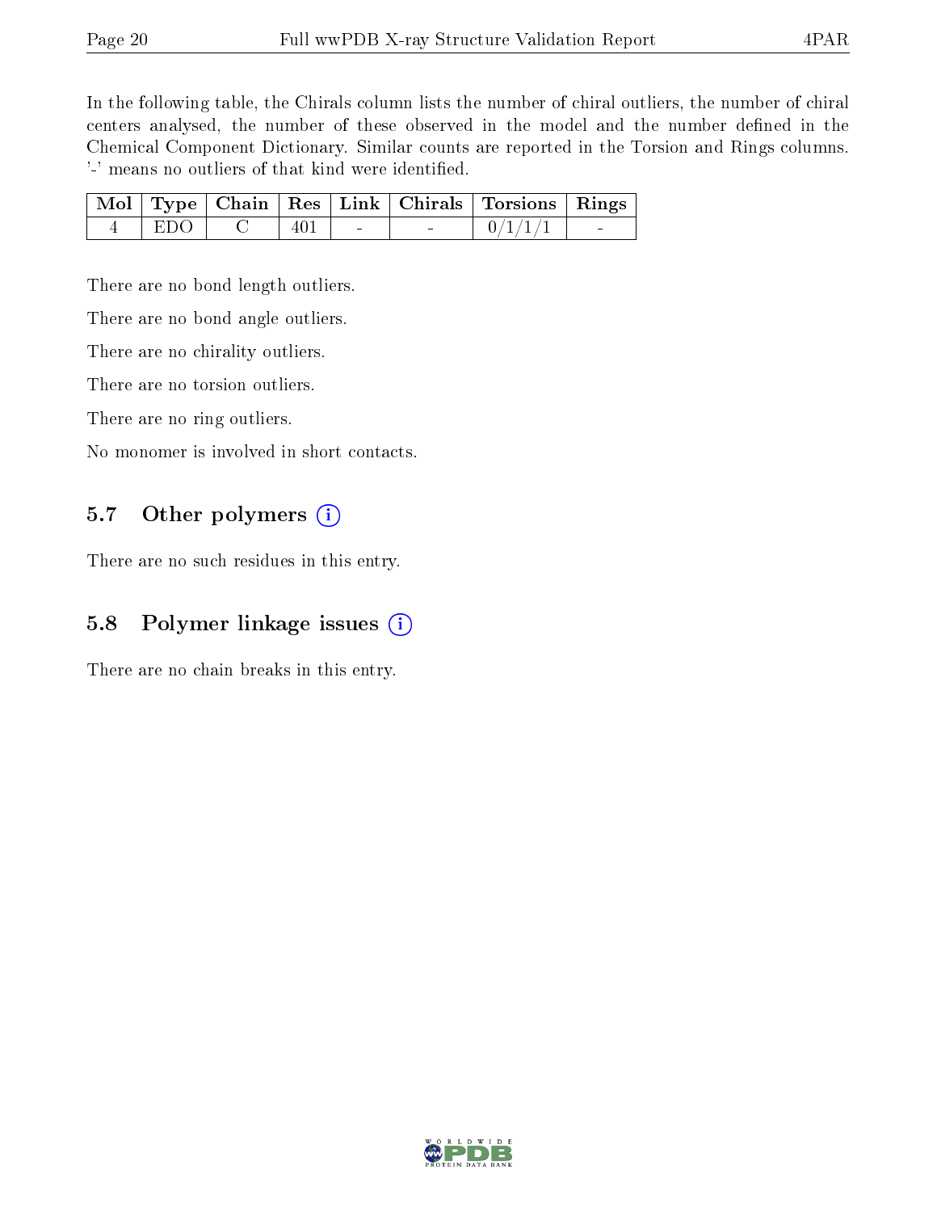In the following table, the Chirals column lists the number of chiral outliers, the number of chiral centers analysed, the number of these observed in the model and the number defined in the Chemical Component Dictionary. Similar counts are reported in the Torsion and Rings columns. '-' means no outliers of that kind were identified.

| Mol | Type | Chain | Res | Link | Chirals | Torsions | Rings |
|---|---|---|---|---|---|---|---|
| 4 | EDO | C | 401 | - | - | 0/1/1/1 | - |

There are no bond length outliers.

There are no bond angle outliers.

There are no chirality outliers.

There are no torsion outliers.

There are no ring outliers.

No monomer is involved in short contacts.

### 5.7 Other polymers (i)

There are no such residues in this entry.

### 5.8 Polymer linkage issues (i)

There are no chain breaks in this entry.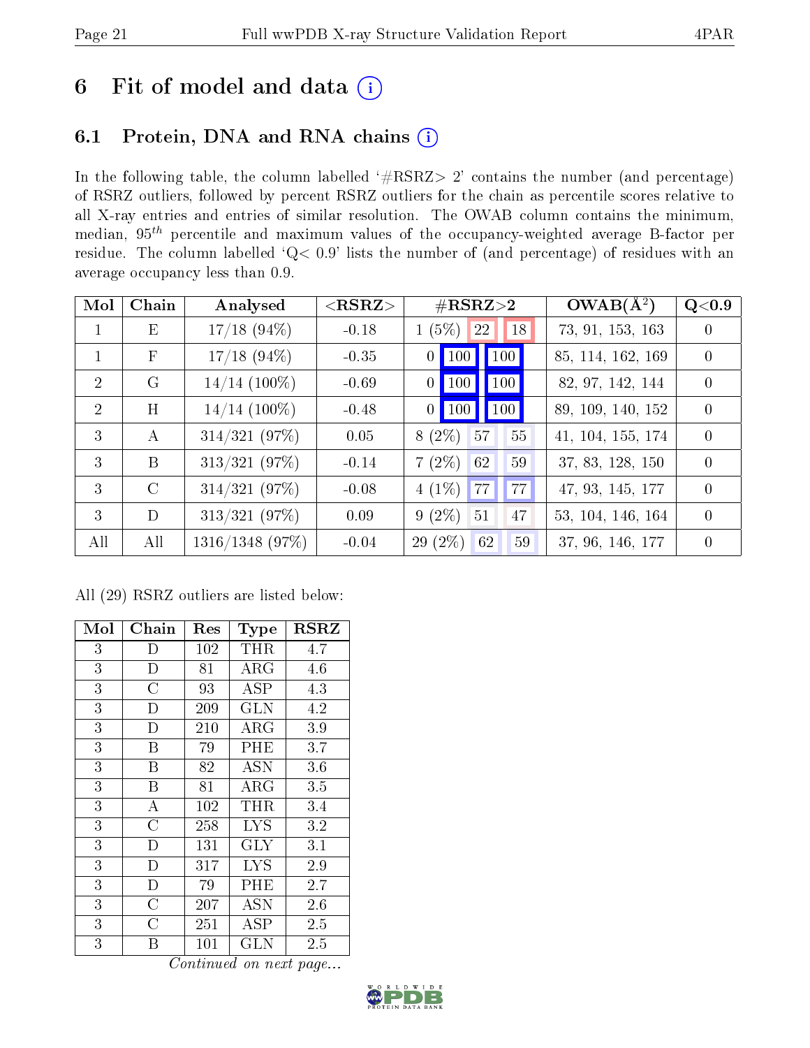# 6 Fit of model and data (i)

## 6.1 Protein, DNA and RNA chains (i)

In the following table, the column labelled '#RSRZ> 2' contains the number (and percentage) of RSRZ outliers, followed by percent RSRZ outliers for the chain as percentile scores relative to all X-ray entries and entries of similar resolution. The OWAB column contains the minimum, median, $95^{th}$ percentile and maximum values of the occupancy-weighted average B-factor per residue. The column labelled 'Q< 0.9' lists the number of (and percentage) of residues with an average occupancy less than 0.9.

| Mol | Chain | Analysed | <RSRZ> | #RSRZ>2 | | | OWAB(Å$^2$) | Q<0.9 |
|---|---|---|---|---|---|---|---|---|
| 1 | E | 17/18 (94%) | -0.18 | 1 (5%) | 22 | 18 | 73, 91, 153, 163 | 0 |
| 1 | F | 17/18 (94%) | -0.35 | 0 | 100 | 100 | 85, 114, 162, 169 | 0 |
| 2 | G | 14/14 (100%) | -0.69 | 0 | 100 | 100 | 82, 97, 142, 144 | 0 |
| 2 | H | 14/14 (100%) | -0.48 | 0 | 100 | 100 | 89, 109, 140, 152 | 0 |
| 3 | A | 314/321 (97%) | 0.05 | 8 (2%) | 57 | 55 | 41, 104, 155, 174 | 0 |
| 3 | B | 313/321 (97%) | -0.14 | 7 (2%) | 62 | 59 | 37, 83, 128, 150 | 0 |
| 3 | C | 314/321 (97%) | -0.08 | 4 (1%) | 77 | 77 | 47, 93, 145, 177 | 0 |
| 3 | D | 313/321 (97%) | 0.09 | 9 (2%) | 51 | 47 | 53, 104, 146, 164 | 0 |
| All | All | 1316/1348 (97%) | -0.04 | 29 (2%) | 62 | 59 | 37, 96, 146, 177 | 0 |

All (29) RSRZ outliers are listed below:

| Mol | Chain | Res | Type | RSRZ |
|---|---|---|---|---|
| 3 | D | 102 | THR | 4.7 |
| 3 | D | 81 | ARG | 4.6 |
| 3 | C | 93 | ASP | 4.3 |
| 3 | D | 209 | GLN | 4.2 |
| 3 | D | 210 | ARG | 3.9 |
| 3 | B | 79 | PHE | 3.7 |
| 3 | B | 82 | ASN | 3.6 |
| 3 | B | 81 | ARG | 3.5 |
| 3 | A | 102 | THR | 3.4 |
| 3 | C | 258 | LYS | 3.2 |
| 3 | D | 131 | GLY | 3.1 |
| 3 | D | 317 | LYS | 2.9 |
| 3 | D | 79 | PHE | 2.7 |
| 3 | C | 207 | ASN | 2.6 |
| 3 | C | 251 | ASP | 2.5 |
| 3 | B | 101 | GLN | 2.5 |

*Continued on next page...*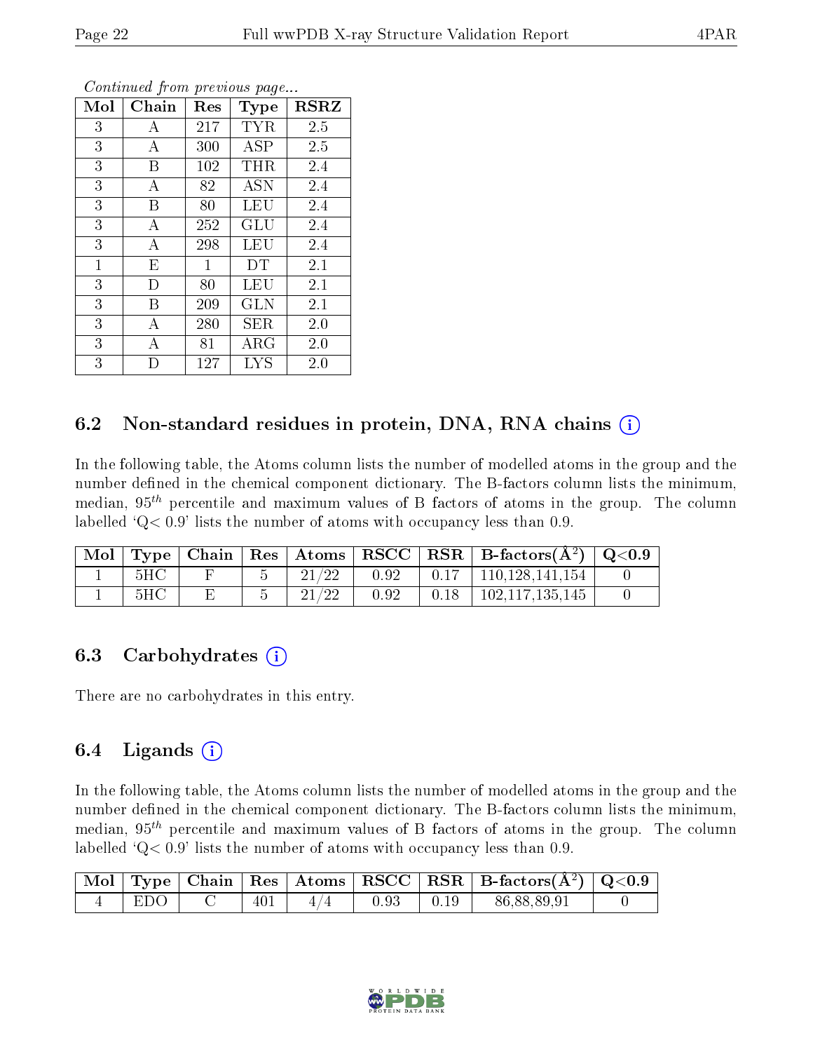*Continued from previous page...*

| Mol | Chain | Res | Type | RSRZ |
|---|---|---|---|---|
| 3 | A | 217 | TYR | 2.5 |
| 3 | A | 300 | ASP | 2.5 |
| 3 | B | 102 | THR | 2.4 |
| 3 | A | 82 | ASN | 2.4 |
| 3 | B | 80 | LEU | 2.4 |
| 3 | A | 252 | GLU | 2.4 |
| 3 | A | 298 | LEU | 2.4 |
| 1 | E | 1 | DT | 2.1 |
| 3 | D | 80 | LEU | 2.1 |
| 3 | B | 209 | GLN | 2.1 |
| 3 | A | 280 | SER | 2.0 |
| 3 | A | 81 | ARG | 2.0 |
| 3 | D | 127 | LYS | 2.0 |

## 6.2 Non-standard residues in protein, DNA, RNA chains

In the following table, the Atoms column lists the number of modelled atoms in the group and the number defined in the chemical component dictionary. The B-factors column lists the minimum, median, $95^{th}$ percentile and maximum values of B factors of atoms in the group. The column labelled 'Q< 0.9' lists the number of atoms with occupancy less than 0.9.

| Mol | Type | Chain | Res | Atoms | RSCC | RSR | B-factors(Å$^2$) | Q<0.9 |
|---|---|---|---|---|---|---|---|---|
| 1 | 5HC | F | 5 | 21/22 | 0.92 | 0.17 | 110,128,141,154 | 0 |
| 1 | 5HC | E | 5 | 21/22 | 0.92 | 0.18 | 102,117,135,145 | 0 |

## 6.3 Carbohydrates

There are no carbohydrates in this entry.

## 6.4 Ligands

In the following table, the Atoms column lists the number of modelled atoms in the group and the number defined in the chemical component dictionary. The B-factors column lists the minimum, median, $95^{th}$ percentile and maximum values of B factors of atoms in the group. The column labelled 'Q< 0.9' lists the number of atoms with occupancy less than 0.9.

| Mol | Type | Chain | Res | Atoms | RSCC | RSR | B-factors(Å$^2$) | Q<0.9 |
|---|---|---|---|---|---|---|---|---|
| 4 | EDO | C | 401 | 4/4 | 0.93 | 0.19 | 86,88,89,91 | 0 |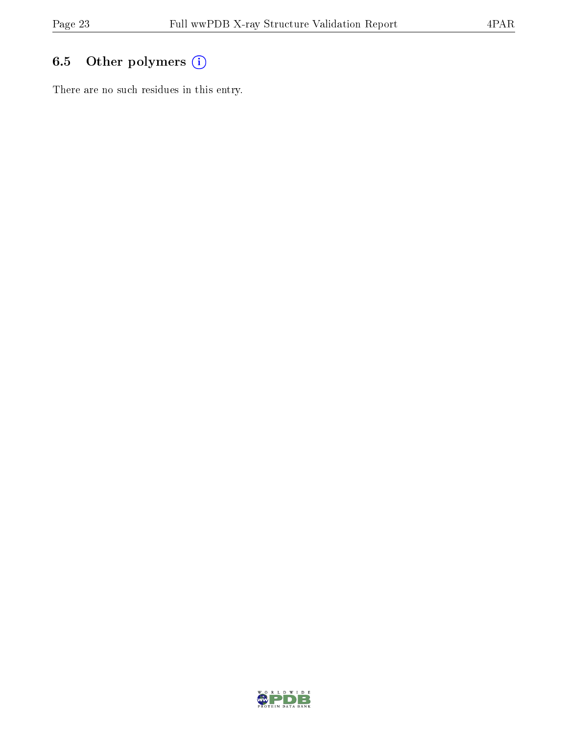### 6.5 Other polymers

There are no such residues in this entry.